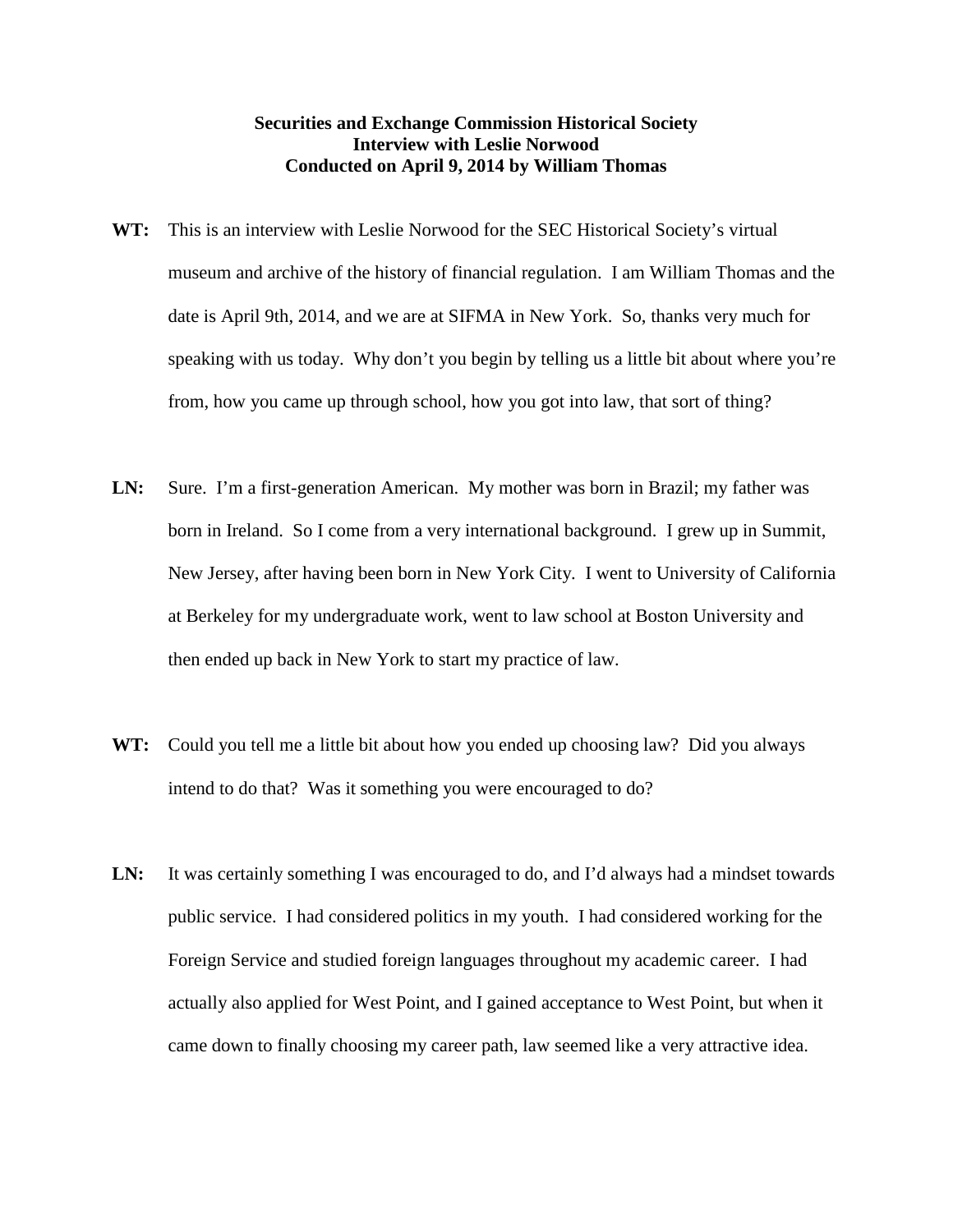**Securities and Exchange Commission Historical Society**
**Interview with Leslie Norwood**
**Conducted on April 9, 2014 by William Thomas**

**WT:** This is an interview with Leslie Norwood for the SEC Historical Society's virtual museum and archive of the history of financial regulation. I am William Thomas and the date is April 9th, 2014, and we are at SIFMA in New York. So, thanks very much for speaking with us today. Why don't you begin by telling us a little bit about where you're from, how you came up through school, how you got into law, that sort of thing?

**LN:** Sure. I'm a first-generation American. My mother was born in Brazil; my father was born in Ireland. So I come from a very international background. I grew up in Summit, New Jersey, after having been born in New York City. I went to University of California at Berkeley for my undergraduate work, went to law school at Boston University and then ended up back in New York to start my practice of law.

**WT:** Could you tell me a little bit about how you ended up choosing law? Did you always intend to do that? Was it something you were encouraged to do?

**LN:** It was certainly something I was encouraged to do, and I'd always had a mindset towards public service. I had considered politics in my youth. I had considered working for the Foreign Service and studied foreign languages throughout my academic career. I had actually also applied for West Point, and I gained acceptance to West Point, but when it came down to finally choosing my career path, law seemed like a very attractive idea.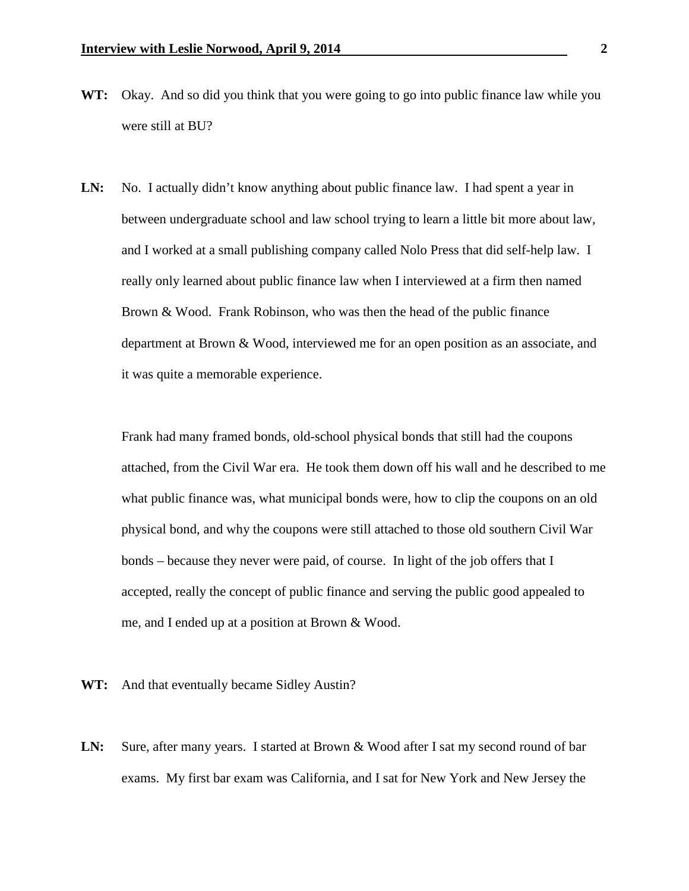**WT:** Okay. And so did you think that you were going to go into public finance law while you were still at BU?

**LN:** No. I actually didn't know anything about public finance law. I had spent a year in between undergraduate school and law school trying to learn a little bit more about law, and I worked at a small publishing company called Nolo Press that did self-help law. I really only learned about public finance law when I interviewed at a firm then named Brown & Wood. Frank Robinson, who was then the head of the public finance department at Brown & Wood, interviewed me for an open position as an associate, and it was quite a memorable experience.

Frank had many framed bonds, old-school physical bonds that still had the coupons attached, from the Civil War era. He took them down off his wall and he described to me what public finance was, what municipal bonds were, how to clip the coupons on an old physical bond, and why the coupons were still attached to those old southern Civil War bonds – because they never were paid, of course. In light of the job offers that I accepted, really the concept of public finance and serving the public good appealed to me, and I ended up at a position at Brown & Wood.

**WT:** And that eventually became Sidley Austin?

**LN:** Sure, after many years. I started at Brown & Wood after I sat my second round of bar exams. My first bar exam was California, and I sat for New York and New Jersey the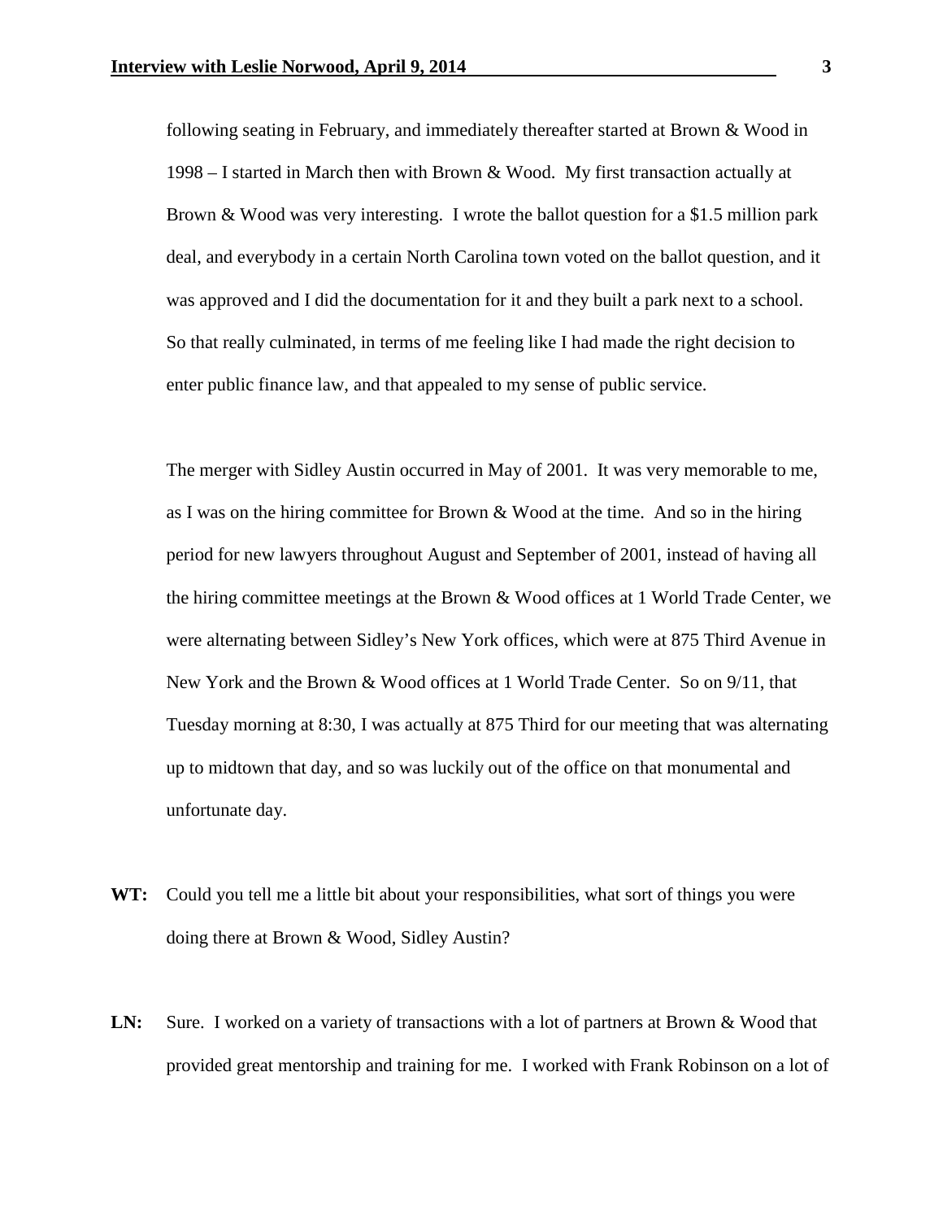following seating in February, and immediately thereafter started at Brown & Wood in 1998 – I started in March then with Brown & Wood. My first transaction actually at Brown & Wood was very interesting. I wrote the ballot question for a $1.5 million park deal, and everybody in a certain North Carolina town voted on the ballot question, and it was approved and I did the documentation for it and they built a park next to a school. So that really culminated, in terms of me feeling like I had made the right decision to enter public finance law, and that appealed to my sense of public service.

The merger with Sidley Austin occurred in May of 2001. It was very memorable to me, as I was on the hiring committee for Brown & Wood at the time. And so in the hiring period for new lawyers throughout August and September of 2001, instead of having all the hiring committee meetings at the Brown & Wood offices at 1 World Trade Center, we were alternating between Sidley's New York offices, which were at 875 Third Avenue in New York and the Brown & Wood offices at 1 World Trade Center. So on 9/11, that Tuesday morning at 8:30, I was actually at 875 Third for our meeting that was alternating up to midtown that day, and so was luckily out of the office on that monumental and unfortunate day.

**WT:** Could you tell me a little bit about your responsibilities, what sort of things you were doing there at Brown & Wood, Sidley Austin?

**LN:** Sure. I worked on a variety of transactions with a lot of partners at Brown & Wood that provided great mentorship and training for me. I worked with Frank Robinson on a lot of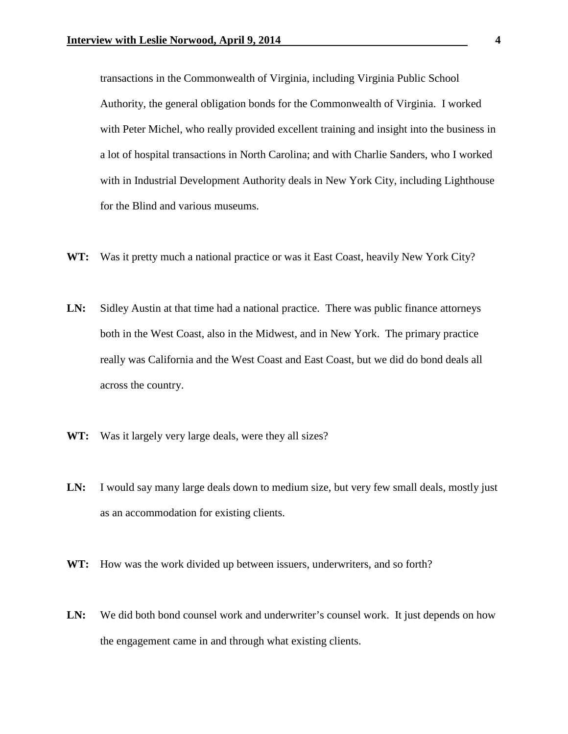transactions in the Commonwealth of Virginia, including Virginia Public School Authority, the general obligation bonds for the Commonwealth of Virginia. I worked with Peter Michel, who really provided excellent training and insight into the business in a lot of hospital transactions in North Carolina; and with Charlie Sanders, who I worked with in Industrial Development Authority deals in New York City, including Lighthouse for the Blind and various museums.

**WT:** Was it pretty much a national practice or was it East Coast, heavily New York City?

**LN:** Sidley Austin at that time had a national practice. There was public finance attorneys both in the West Coast, also in the Midwest, and in New York. The primary practice really was California and the West Coast and East Coast, but we did do bond deals all across the country.

**WT:** Was it largely very large deals, were they all sizes?

**LN:** I would say many large deals down to medium size, but very few small deals, mostly just as an accommodation for existing clients.

**WT:** How was the work divided up between issuers, underwriters, and so forth?

**LN:** We did both bond counsel work and underwriter's counsel work. It just depends on how the engagement came in and through what existing clients.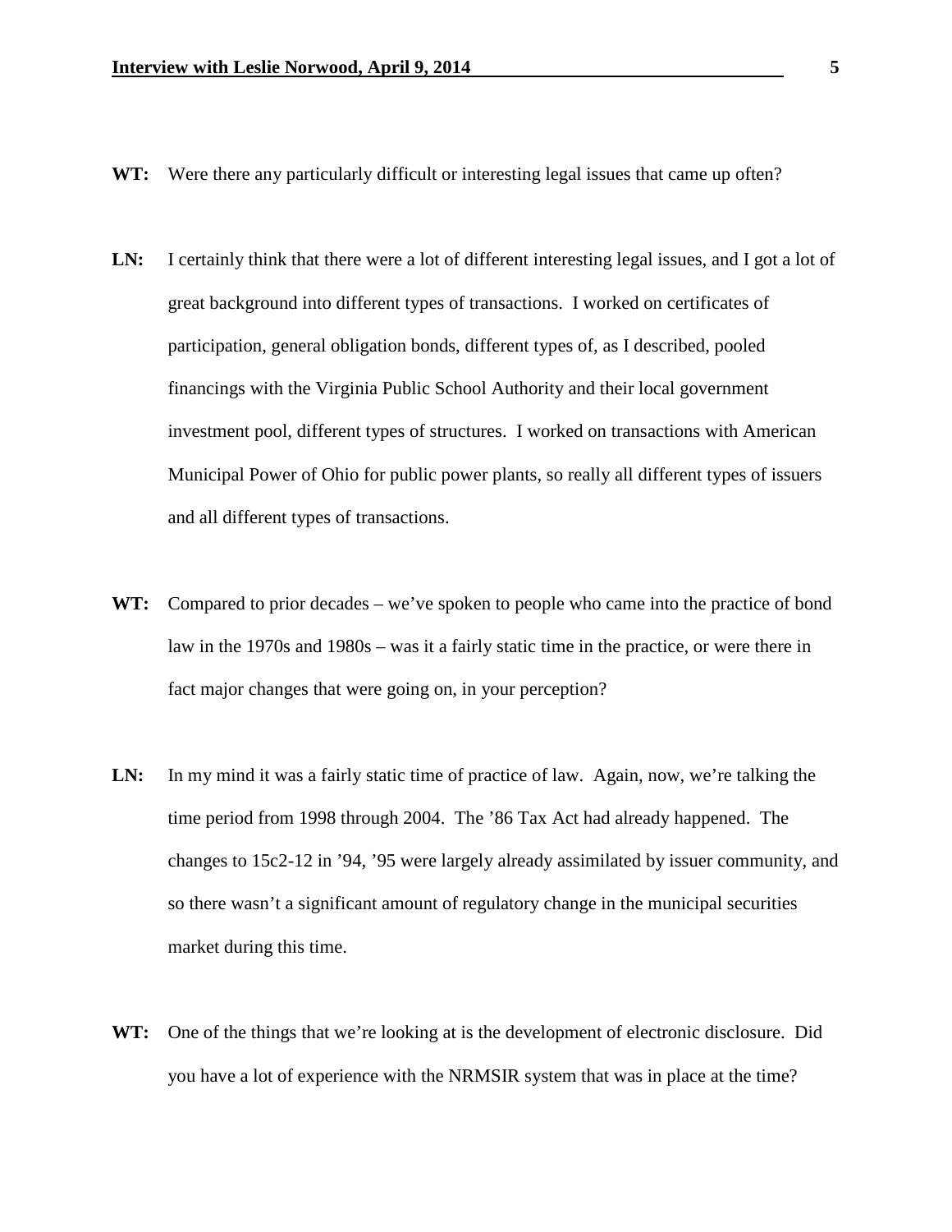**WT:** Were there any particularly difficult or interesting legal issues that came up often?

**LN:** I certainly think that there were a lot of different interesting legal issues, and I got a lot of great background into different types of transactions. I worked on certificates of participation, general obligation bonds, different types of, as I described, pooled financings with the Virginia Public School Authority and their local government investment pool, different types of structures. I worked on transactions with American Municipal Power of Ohio for public power plants, so really all different types of issuers and all different types of transactions.

**WT:** Compared to prior decades – we've spoken to people who came into the practice of bond law in the 1970s and 1980s – was it a fairly static time in the practice, or were there in fact major changes that were going on, in your perception?

**LN:** In my mind it was a fairly static time of practice of law. Again, now, we're talking the time period from 1998 through 2004. The '86 Tax Act had already happened. The changes to 15c2-12 in '94, '95 were largely already assimilated by issuer community, and so there wasn't a significant amount of regulatory change in the municipal securities market during this time.

**WT:** One of the things that we're looking at is the development of electronic disclosure. Did you have a lot of experience with the NRMSIR system that was in place at the time?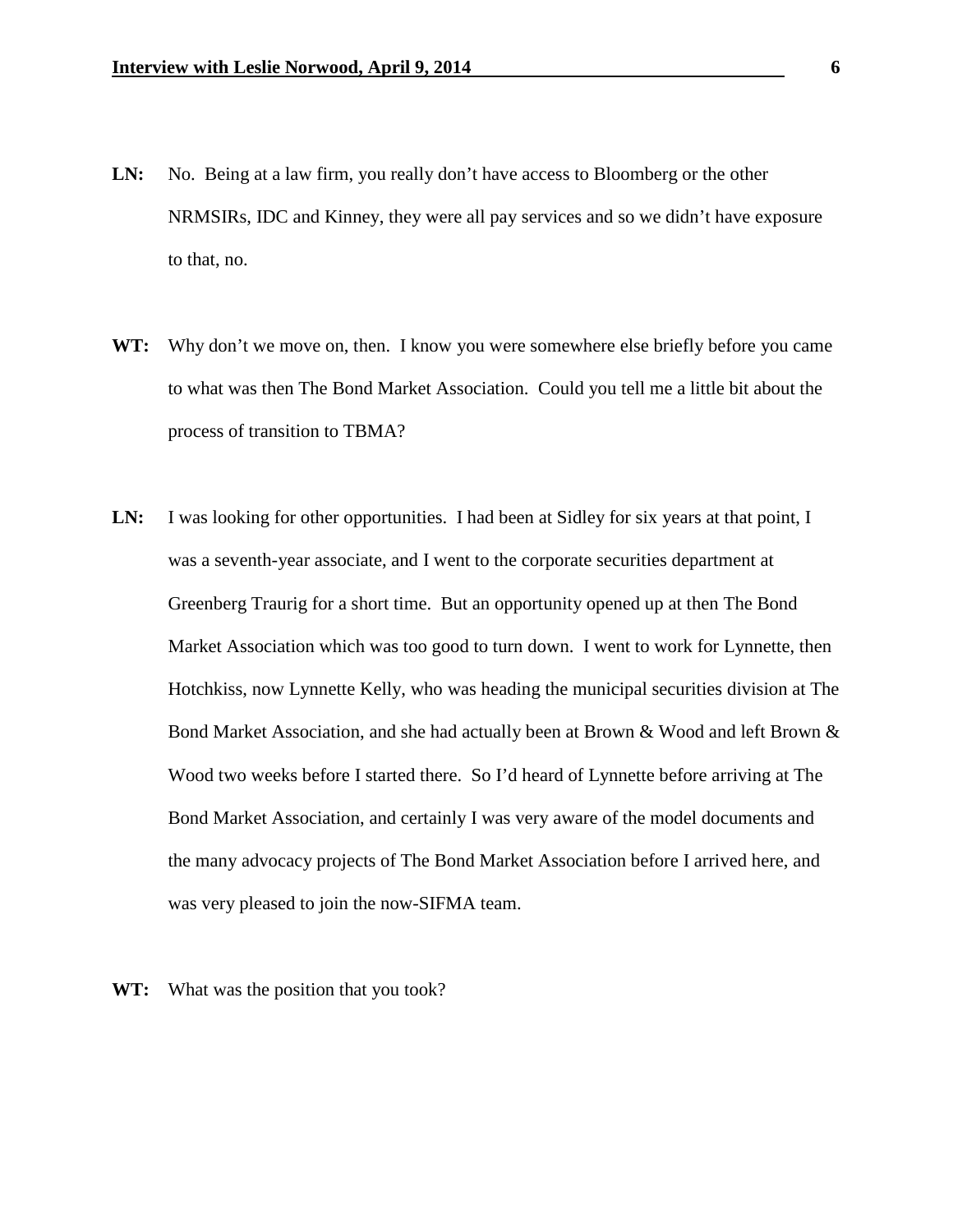**LN:** No. Being at a law firm, you really don't have access to Bloomberg or the other NRMSIRs, IDC and Kinney, they were all pay services and so we didn't have exposure to that, no.

**WT:** Why don't we move on, then. I know you were somewhere else briefly before you came to what was then The Bond Market Association. Could you tell me a little bit about the process of transition to TBMA?

**LN:** I was looking for other opportunities. I had been at Sidley for six years at that point, I was a seventh-year associate, and I went to the corporate securities department at Greenberg Traurig for a short time. But an opportunity opened up at then The Bond Market Association which was too good to turn down. I went to work for Lynnette, then Hotchkiss, now Lynnette Kelly, who was heading the municipal securities division at The Bond Market Association, and she had actually been at Brown & Wood and left Brown & Wood two weeks before I started there. So I'd heard of Lynnette before arriving at The Bond Market Association, and certainly I was very aware of the model documents and the many advocacy projects of The Bond Market Association before I arrived here, and was very pleased to join the now-SIFMA team.

**WT:** What was the position that you took?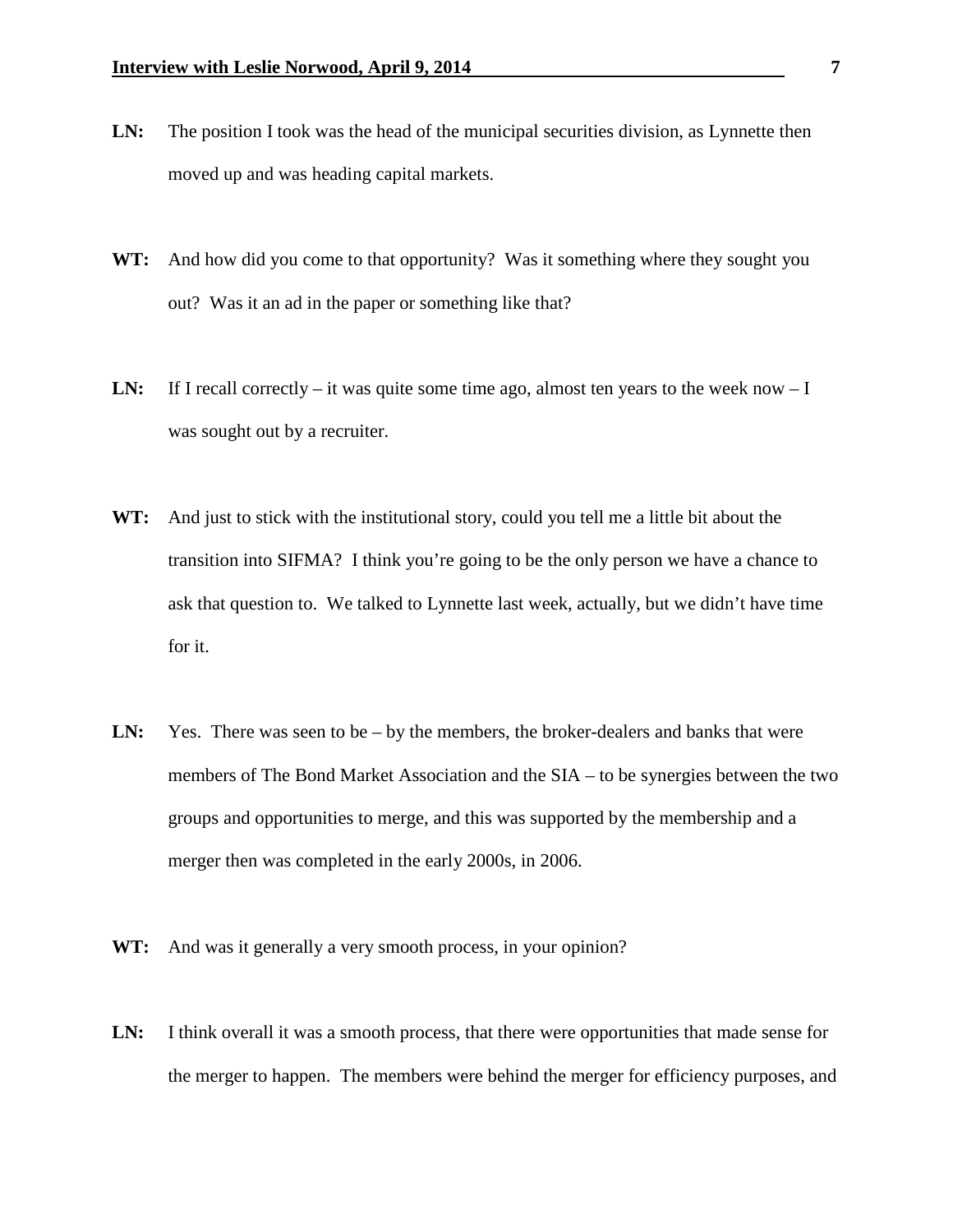**LN:** The position I took was the head of the municipal securities division, as Lynnette then moved up and was heading capital markets.

**WT:** And how did you come to that opportunity? Was it something where they sought you out? Was it an ad in the paper or something like that?

**LN:** If I recall correctly – it was quite some time ago, almost ten years to the week now – I was sought out by a recruiter.

**WT:** And just to stick with the institutional story, could you tell me a little bit about the transition into SIFMA? I think you're going to be the only person we have a chance to ask that question to. We talked to Lynnette last week, actually, but we didn't have time for it.

**LN:** Yes. There was seen to be – by the members, the broker-dealers and banks that were members of The Bond Market Association and the SIA – to be synergies between the two groups and opportunities to merge, and this was supported by the membership and a merger then was completed in the early 2000s, in 2006.

**WT:** And was it generally a very smooth process, in your opinion?

**LN:** I think overall it was a smooth process, that there were opportunities that made sense for the merger to happen. The members were behind the merger for efficiency purposes, and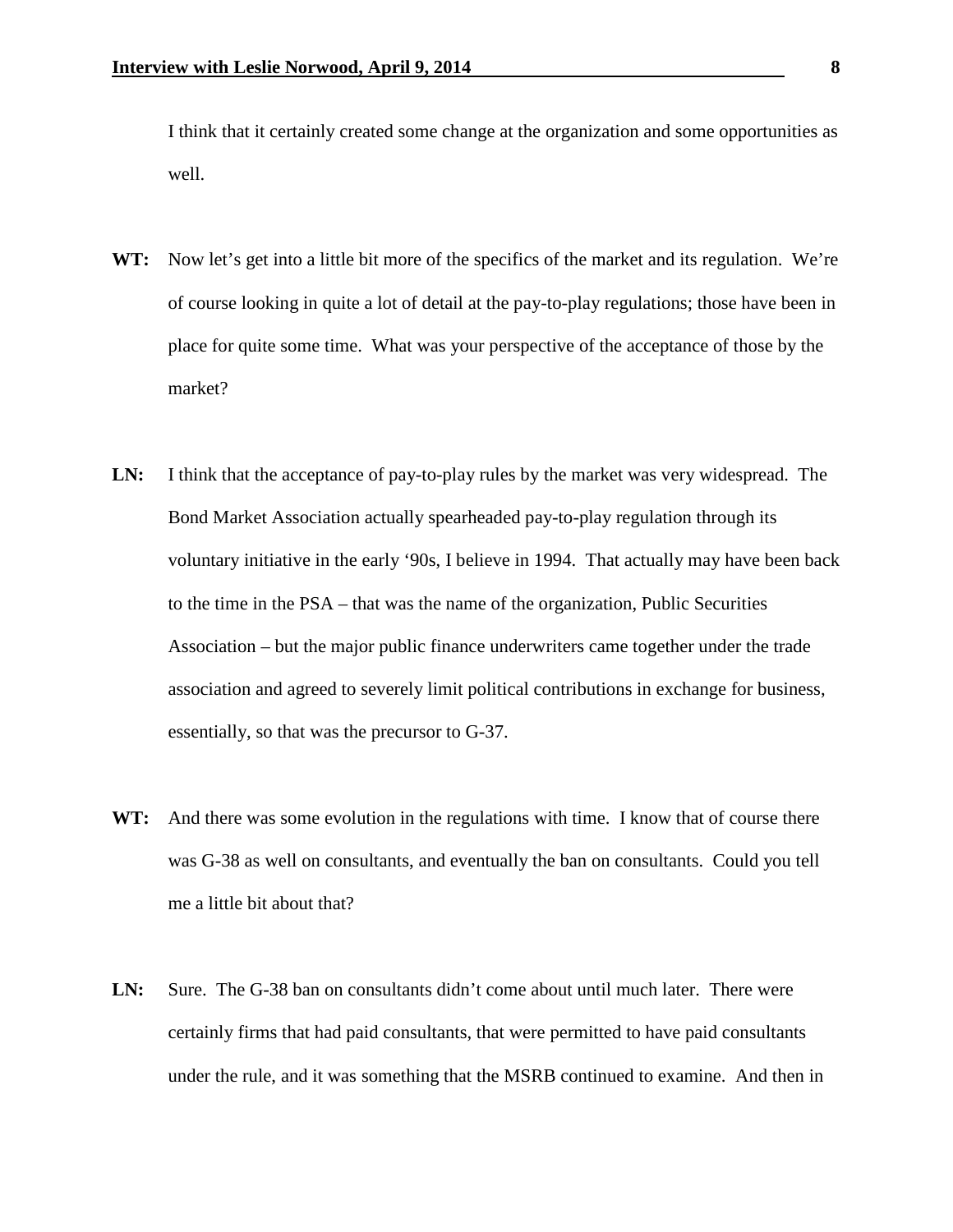I think that it certainly created some change at the organization and some opportunities as well.

**WT:** Now let's get into a little bit more of the specifics of the market and its regulation. We're of course looking in quite a lot of detail at the pay-to-play regulations; those have been in place for quite some time. What was your perspective of the acceptance of those by the market?

**LN:** I think that the acceptance of pay-to-play rules by the market was very widespread. The Bond Market Association actually spearheaded pay-to-play regulation through its voluntary initiative in the early '90s, I believe in 1994. That actually may have been back to the time in the PSA – that was the name of the organization, Public Securities Association – but the major public finance underwriters came together under the trade association and agreed to severely limit political contributions in exchange for business, essentially, so that was the precursor to G-37.

**WT:** And there was some evolution in the regulations with time. I know that of course there was G-38 as well on consultants, and eventually the ban on consultants. Could you tell me a little bit about that?

**LN:** Sure. The G-38 ban on consultants didn't come about until much later. There were certainly firms that had paid consultants, that were permitted to have paid consultants under the rule, and it was something that the MSRB continued to examine. And then in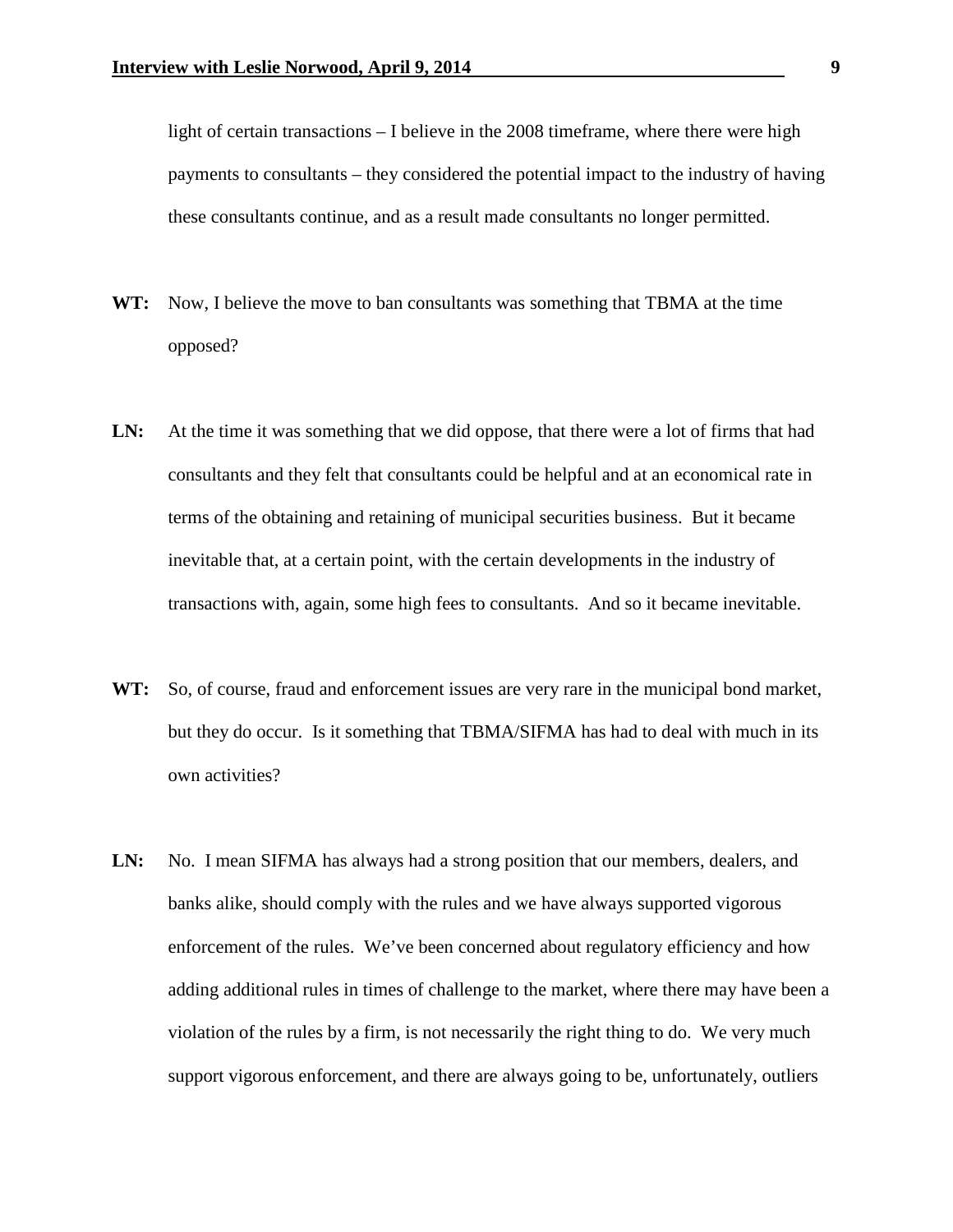light of certain transactions – I believe in the 2008 timeframe, where there were high payments to consultants – they considered the potential impact to the industry of having these consultants continue, and as a result made consultants no longer permitted.

**WT:** Now, I believe the move to ban consultants was something that TBMA at the time opposed?

**LN:** At the time it was something that we did oppose, that there were a lot of firms that had consultants and they felt that consultants could be helpful and at an economical rate in terms of the obtaining and retaining of municipal securities business. But it became inevitable that, at a certain point, with the certain developments in the industry of transactions with, again, some high fees to consultants. And so it became inevitable.

**WT:** So, of course, fraud and enforcement issues are very rare in the municipal bond market, but they do occur. Is it something that TBMA/SIFMA has had to deal with much in its own activities?

**LN:** No. I mean SIFMA has always had a strong position that our members, dealers, and banks alike, should comply with the rules and we have always supported vigorous enforcement of the rules. We've been concerned about regulatory efficiency and how adding additional rules in times of challenge to the market, where there may have been a violation of the rules by a firm, is not necessarily the right thing to do. We very much support vigorous enforcement, and there are always going to be, unfortunately, outliers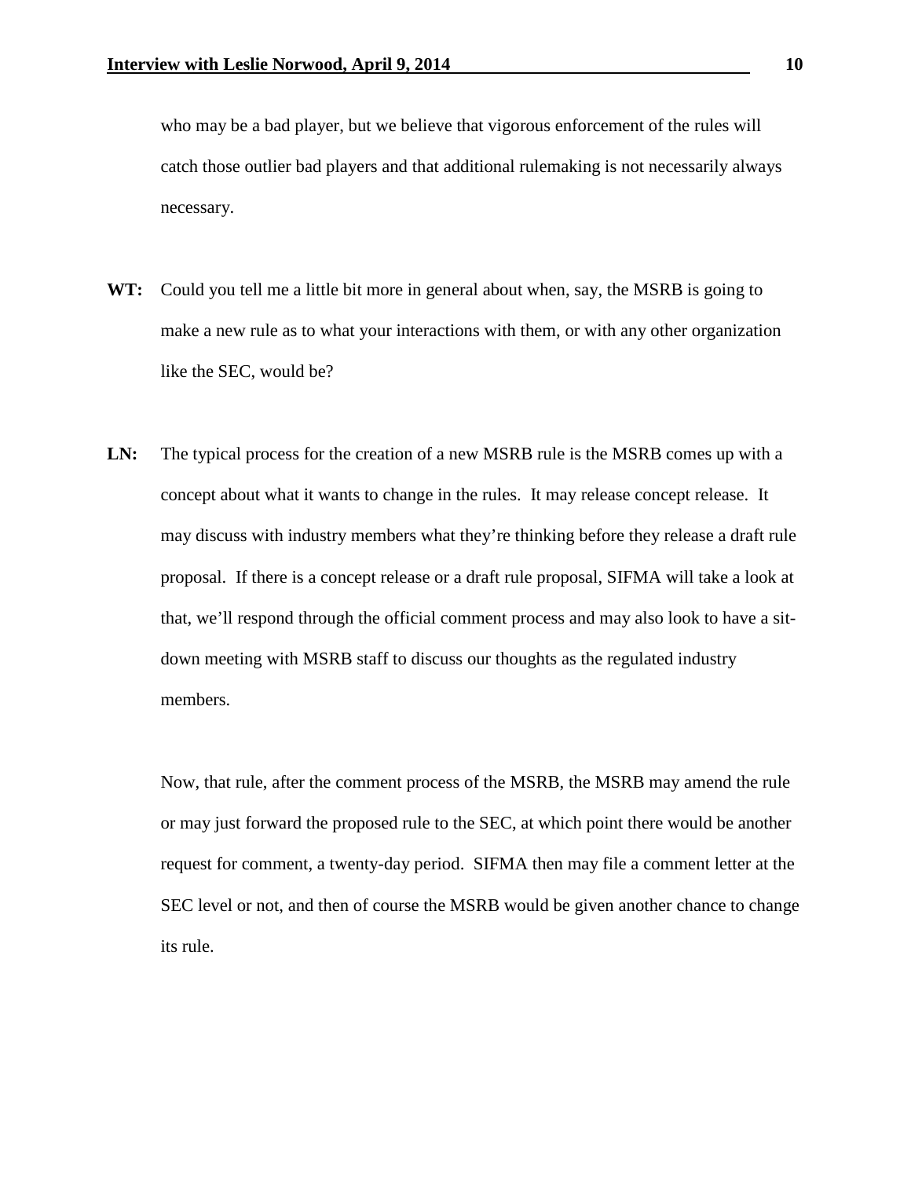who may be a bad player, but we believe that vigorous enforcement of the rules will catch those outlier bad players and that additional rulemaking is not necessarily always necessary.

**WT:** Could you tell me a little bit more in general about when, say, the MSRB is going to make a new rule as to what your interactions with them, or with any other organization like the SEC, would be?

**LN:** The typical process for the creation of a new MSRB rule is the MSRB comes up with a concept about what it wants to change in the rules. It may release concept release. It may discuss with industry members what they're thinking before they release a draft rule proposal. If there is a concept release or a draft rule proposal, SIFMA will take a look at that, we'll respond through the official comment process and may also look to have a sit-down meeting with MSRB staff to discuss our thoughts as the regulated industry members.

Now, that rule, after the comment process of the MSRB, the MSRB may amend the rule or may just forward the proposed rule to the SEC, at which point there would be another request for comment, a twenty-day period. SIFMA then may file a comment letter at the SEC level or not, and then of course the MSRB would be given another chance to change its rule.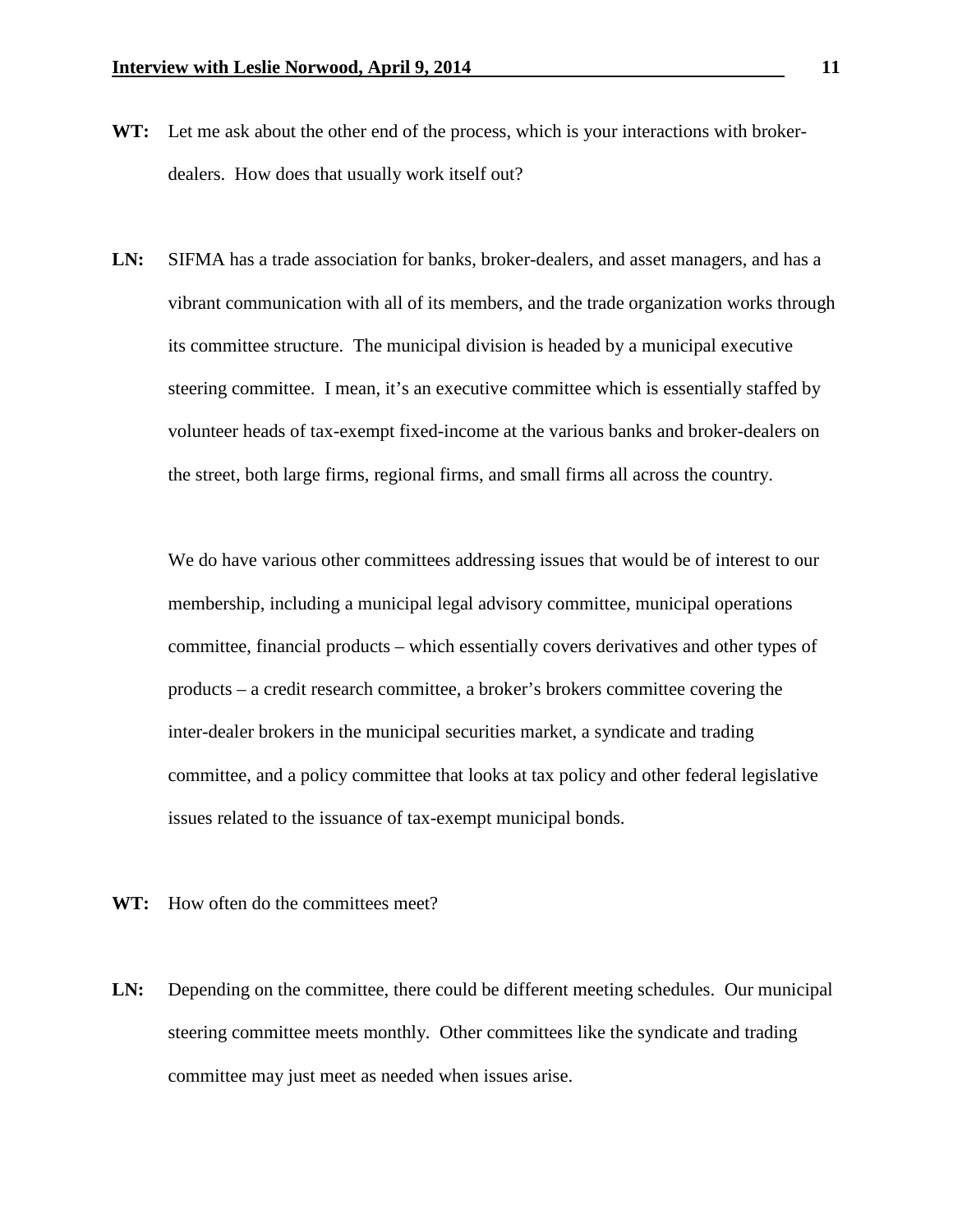**WT:** Let me ask about the other end of the process, which is your interactions with broker-dealers. How does that usually work itself out?

**LN:** SIFMA has a trade association for banks, broker-dealers, and asset managers, and has a vibrant communication with all of its members, and the trade organization works through its committee structure. The municipal division is headed by a municipal executive steering committee. I mean, it's an executive committee which is essentially staffed by volunteer heads of tax-exempt fixed-income at the various banks and broker-dealers on the street, both large firms, regional firms, and small firms all across the country.

We do have various other committees addressing issues that would be of interest to our membership, including a municipal legal advisory committee, municipal operations committee, financial products – which essentially covers derivatives and other types of products – a credit research committee, a broker's brokers committee covering the inter-dealer brokers in the municipal securities market, a syndicate and trading committee, and a policy committee that looks at tax policy and other federal legislative issues related to the issuance of tax-exempt municipal bonds.

**WT:** How often do the committees meet?

**LN:** Depending on the committee, there could be different meeting schedules. Our municipal steering committee meets monthly. Other committees like the syndicate and trading committee may just meet as needed when issues arise.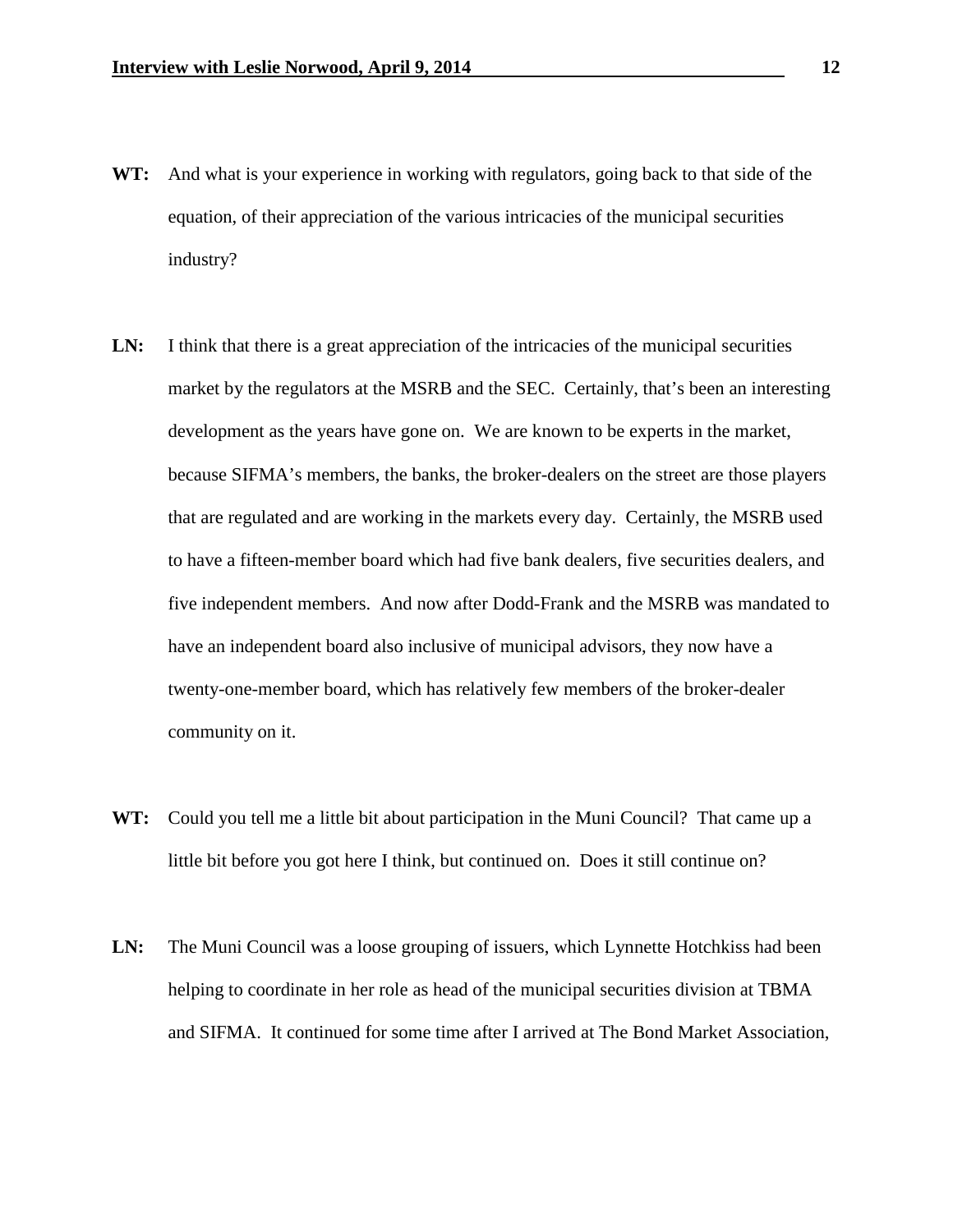**WT:** And what is your experience in working with regulators, going back to that side of the equation, of their appreciation of the various intricacies of the municipal securities industry?

**LN:** I think that there is a great appreciation of the intricacies of the municipal securities market by the regulators at the MSRB and the SEC. Certainly, that's been an interesting development as the years have gone on. We are known to be experts in the market, because SIFMA's members, the banks, the broker-dealers on the street are those players that are regulated and are working in the markets every day. Certainly, the MSRB used to have a fifteen-member board which had five bank dealers, five securities dealers, and five independent members. And now after Dodd-Frank and the MSRB was mandated to have an independent board also inclusive of municipal advisors, they now have a twenty-one-member board, which has relatively few members of the broker-dealer community on it.

**WT:** Could you tell me a little bit about participation in the Muni Council? That came up a little bit before you got here I think, but continued on. Does it still continue on?

**LN:** The Muni Council was a loose grouping of issuers, which Lynnette Hotchkiss had been helping to coordinate in her role as head of the municipal securities division at TBMA and SIFMA. It continued for some time after I arrived at The Bond Market Association,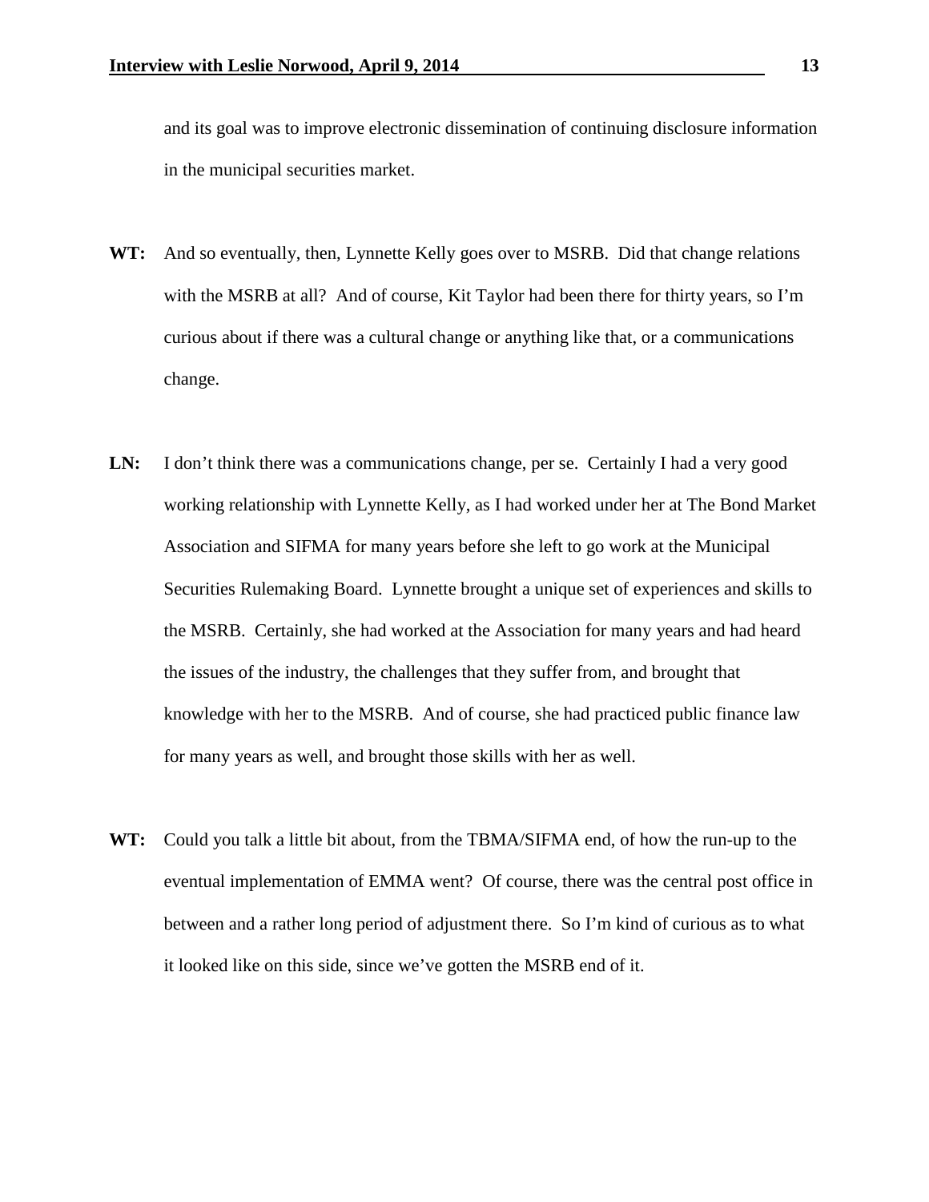and its goal was to improve electronic dissemination of continuing disclosure information in the municipal securities market.

**WT:** And so eventually, then, Lynnette Kelly goes over to MSRB. Did that change relations with the MSRB at all? And of course, Kit Taylor had been there for thirty years, so I'm curious about if there was a cultural change or anything like that, or a communications change.

**LN:** I don't think there was a communications change, per se. Certainly I had a very good working relationship with Lynnette Kelly, as I had worked under her at The Bond Market Association and SIFMA for many years before she left to go work at the Municipal Securities Rulemaking Board. Lynnette brought a unique set of experiences and skills to the MSRB. Certainly, she had worked at the Association for many years and had heard the issues of the industry, the challenges that they suffer from, and brought that knowledge with her to the MSRB. And of course, she had practiced public finance law for many years as well, and brought those skills with her as well.

**WT:** Could you talk a little bit about, from the TBMA/SIFMA end, of how the run-up to the eventual implementation of EMMA went? Of course, there was the central post office in between and a rather long period of adjustment there. So I'm kind of curious as to what it looked like on this side, since we've gotten the MSRB end of it.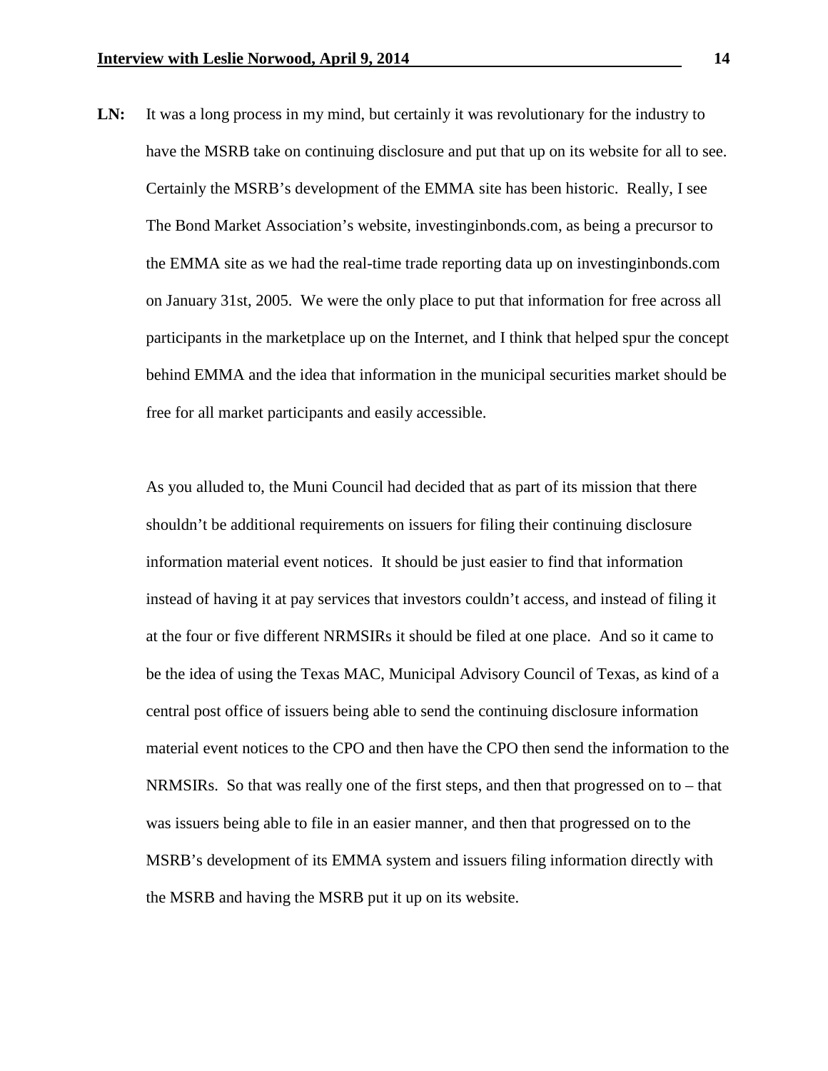**LN:** It was a long process in my mind, but certainly it was revolutionary for the industry to have the MSRB take on continuing disclosure and put that up on its website for all to see. Certainly the MSRB's development of the EMMA site has been historic. Really, I see The Bond Market Association's website, investinginbonds.com, as being a precursor to the EMMA site as we had the real-time trade reporting data up on investinginbonds.com on January 31st, 2005. We were the only place to put that information for free across all participants in the marketplace up on the Internet, and I think that helped spur the concept behind EMMA and the idea that information in the municipal securities market should be free for all market participants and easily accessible.

As you alluded to, the Muni Council had decided that as part of its mission that there shouldn't be additional requirements on issuers for filing their continuing disclosure information material event notices. It should be just easier to find that information instead of having it at pay services that investors couldn't access, and instead of filing it at the four or five different NRMSIRs it should be filed at one place. And so it came to be the idea of using the Texas MAC, Municipal Advisory Council of Texas, as kind of a central post office of issuers being able to send the continuing disclosure information material event notices to the CPO and then have the CPO then send the information to the NRMSIRs. So that was really one of the first steps, and then that progressed on to – that was issuers being able to file in an easier manner, and then that progressed on to the MSRB's development of its EMMA system and issuers filing information directly with the MSRB and having the MSRB put it up on its website.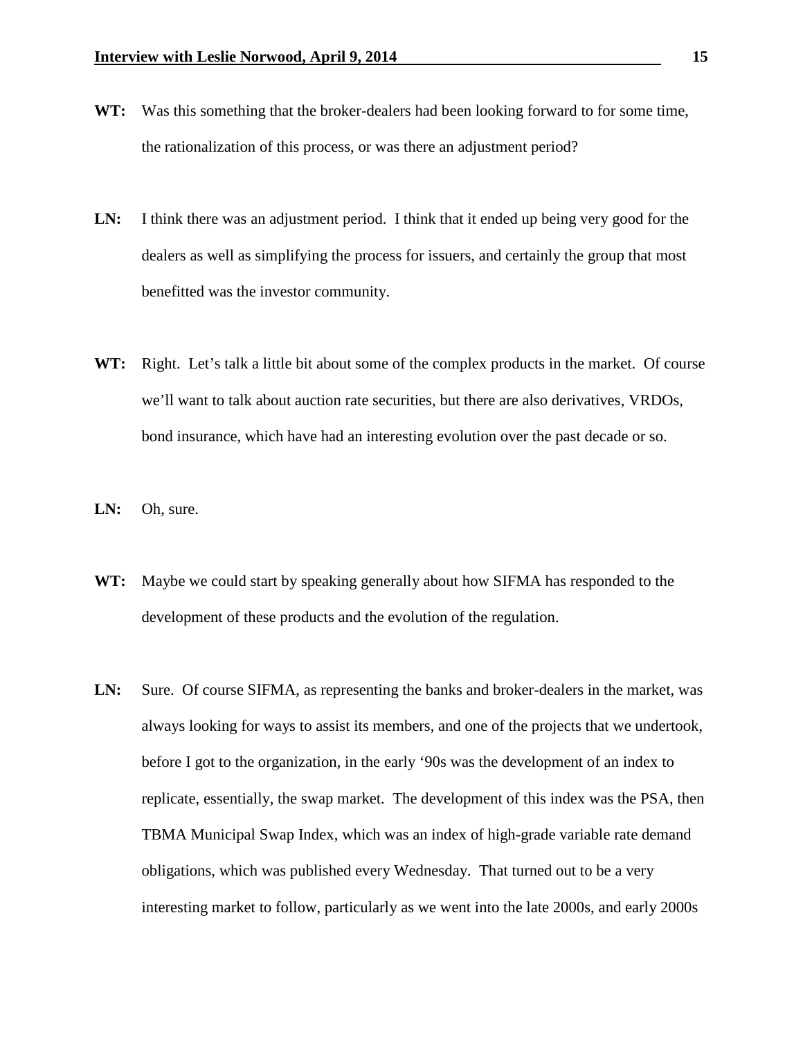**WT:** Was this something that the broker-dealers had been looking forward to for some time, the rationalization of this process, or was there an adjustment period?

**LN:** I think there was an adjustment period. I think that it ended up being very good for the dealers as well as simplifying the process for issuers, and certainly the group that most benefitted was the investor community.

**WT:** Right. Let's talk a little bit about some of the complex products in the market. Of course we'll want to talk about auction rate securities, but there are also derivatives, VRDOs, bond insurance, which have had an interesting evolution over the past decade or so.

**LN:** Oh, sure.

**WT:** Maybe we could start by speaking generally about how SIFMA has responded to the development of these products and the evolution of the regulation.

**LN:** Sure. Of course SIFMA, as representing the banks and broker-dealers in the market, was always looking for ways to assist its members, and one of the projects that we undertook, before I got to the organization, in the early '90s was the development of an index to replicate, essentially, the swap market. The development of this index was the PSA, then TBMA Municipal Swap Index, which was an index of high-grade variable rate demand obligations, which was published every Wednesday. That turned out to be a very interesting market to follow, particularly as we went into the late 2000s, and early 2000s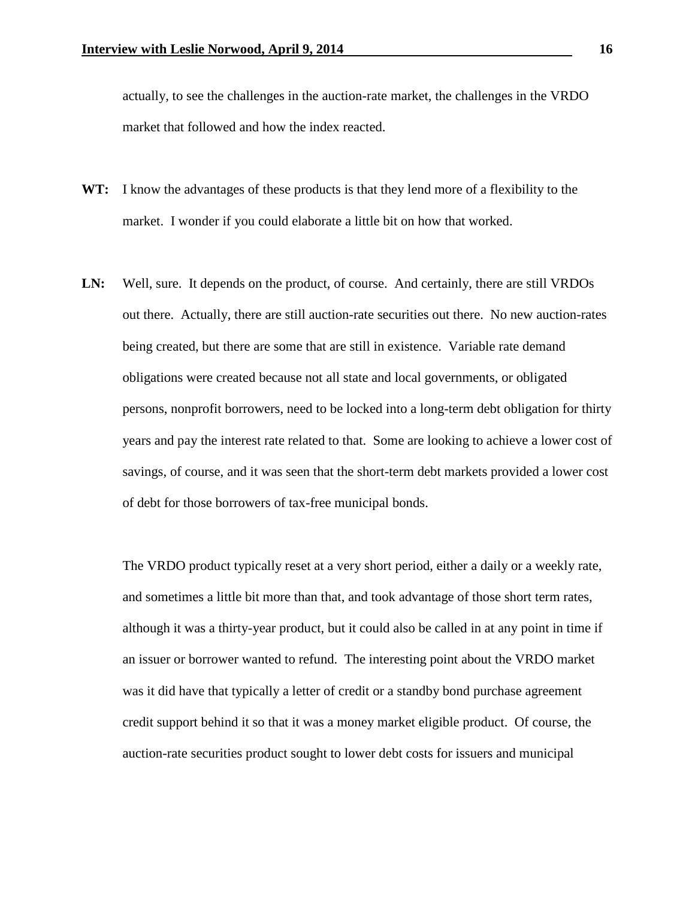actually, to see the challenges in the auction-rate market, the challenges in the VRDO market that followed and how the index reacted.

**WT:** I know the advantages of these products is that they lend more of a flexibility to the market. I wonder if you could elaborate a little bit on how that worked.

**LN:** Well, sure. It depends on the product, of course. And certainly, there are still VRDOs out there. Actually, there are still auction-rate securities out there. No new auction-rates being created, but there are some that are still in existence. Variable rate demand obligations were created because not all state and local governments, or obligated persons, nonprofit borrowers, need to be locked into a long-term debt obligation for thirty years and pay the interest rate related to that. Some are looking to achieve a lower cost of savings, of course, and it was seen that the short-term debt markets provided a lower cost of debt for those borrowers of tax-free municipal bonds.

The VRDO product typically reset at a very short period, either a daily or a weekly rate, and sometimes a little bit more than that, and took advantage of those short term rates, although it was a thirty-year product, but it could also be called in at any point in time if an issuer or borrower wanted to refund. The interesting point about the VRDO market was it did have that typically a letter of credit or a standby bond purchase agreement credit support behind it so that it was a money market eligible product. Of course, the auction-rate securities product sought to lower debt costs for issuers and municipal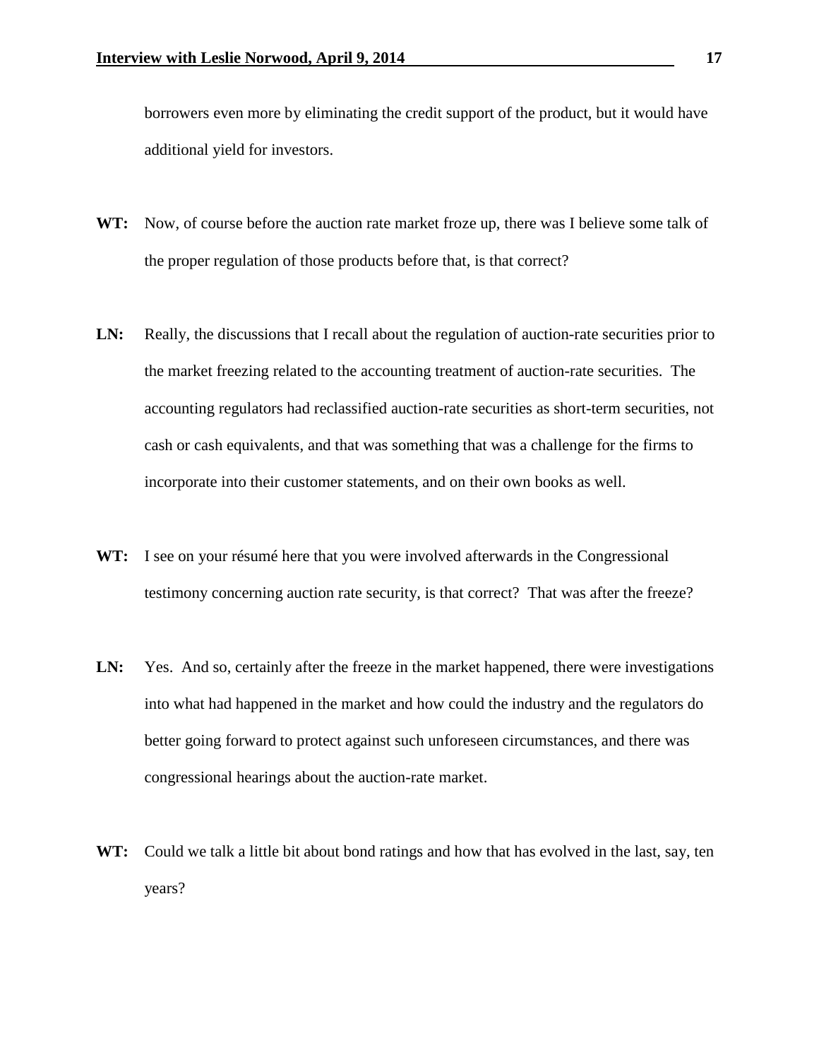borrowers even more by eliminating the credit support of the product, but it would have additional yield for investors.

**WT:** Now, of course before the auction rate market froze up, there was I believe some talk of the proper regulation of those products before that, is that correct?

**LN:** Really, the discussions that I recall about the regulation of auction-rate securities prior to the market freezing related to the accounting treatment of auction-rate securities. The accounting regulators had reclassified auction-rate securities as short-term securities, not cash or cash equivalents, and that was something that was a challenge for the firms to incorporate into their customer statements, and on their own books as well.

**WT:** I see on your résumé here that you were involved afterwards in the Congressional testimony concerning auction rate security, is that correct? That was after the freeze?

**LN:** Yes. And so, certainly after the freeze in the market happened, there were investigations into what had happened in the market and how could the industry and the regulators do better going forward to protect against such unforeseen circumstances, and there was congressional hearings about the auction-rate market.

**WT:** Could we talk a little bit about bond ratings and how that has evolved in the last, say, ten years?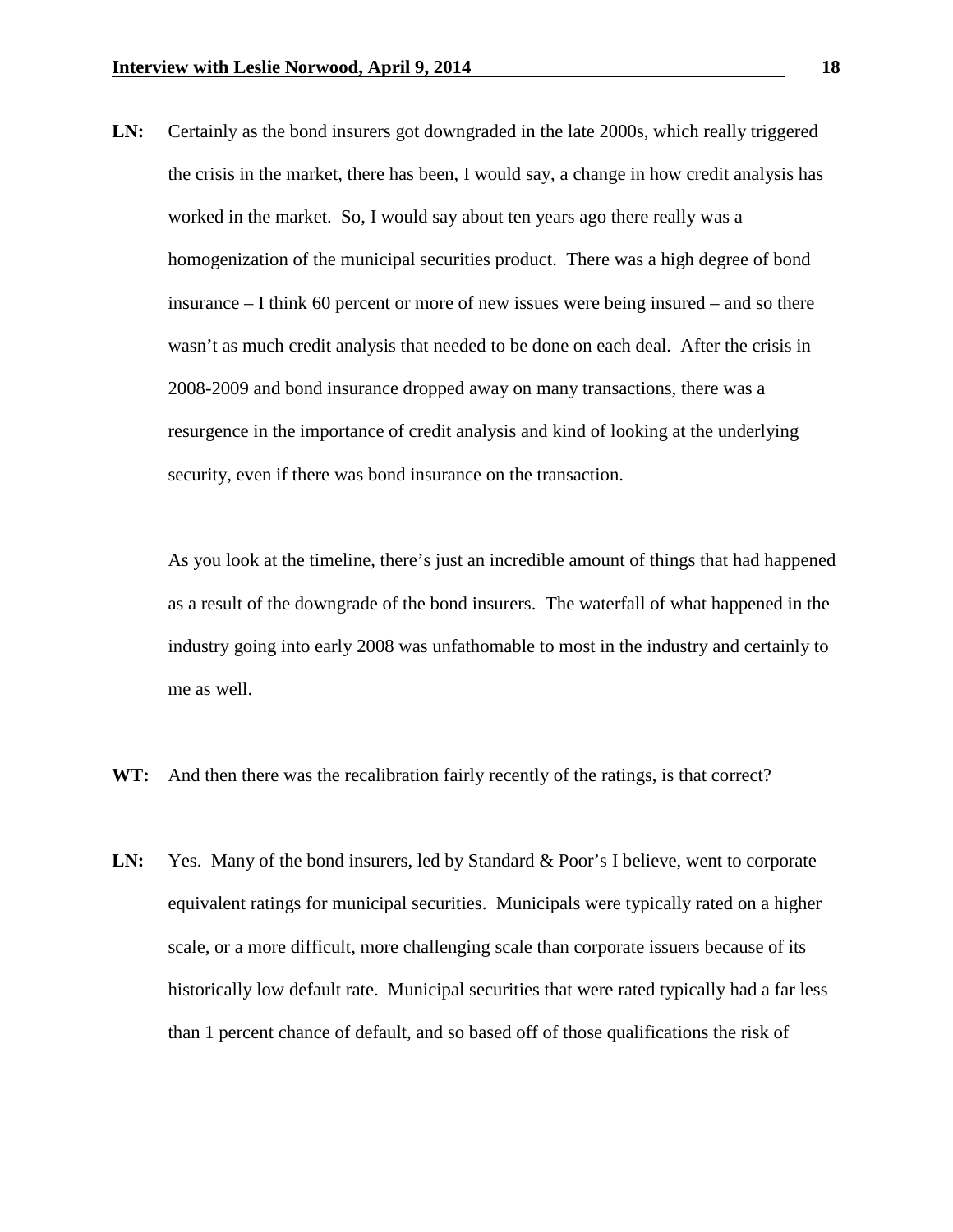**LN:** Certainly as the bond insurers got downgraded in the late 2000s, which really triggered the crisis in the market, there has been, I would say, a change in how credit analysis has worked in the market. So, I would say about ten years ago there really was a homogenization of the municipal securities product. There was a high degree of bond insurance – I think 60 percent or more of new issues were being insured – and so there wasn't as much credit analysis that needed to be done on each deal. After the crisis in 2008-2009 and bond insurance dropped away on many transactions, there was a resurgence in the importance of credit analysis and kind of looking at the underlying security, even if there was bond insurance on the transaction.

As you look at the timeline, there's just an incredible amount of things that had happened as a result of the downgrade of the bond insurers. The waterfall of what happened in the industry going into early 2008 was unfathomable to most in the industry and certainly to me as well.

**WT:** And then there was the recalibration fairly recently of the ratings, is that correct?

**LN:** Yes. Many of the bond insurers, led by Standard & Poor's I believe, went to corporate equivalent ratings for municipal securities. Municipals were typically rated on a higher scale, or a more difficult, more challenging scale than corporate issuers because of its historically low default rate. Municipal securities that were rated typically had a far less than 1 percent chance of default, and so based off of those qualifications the risk of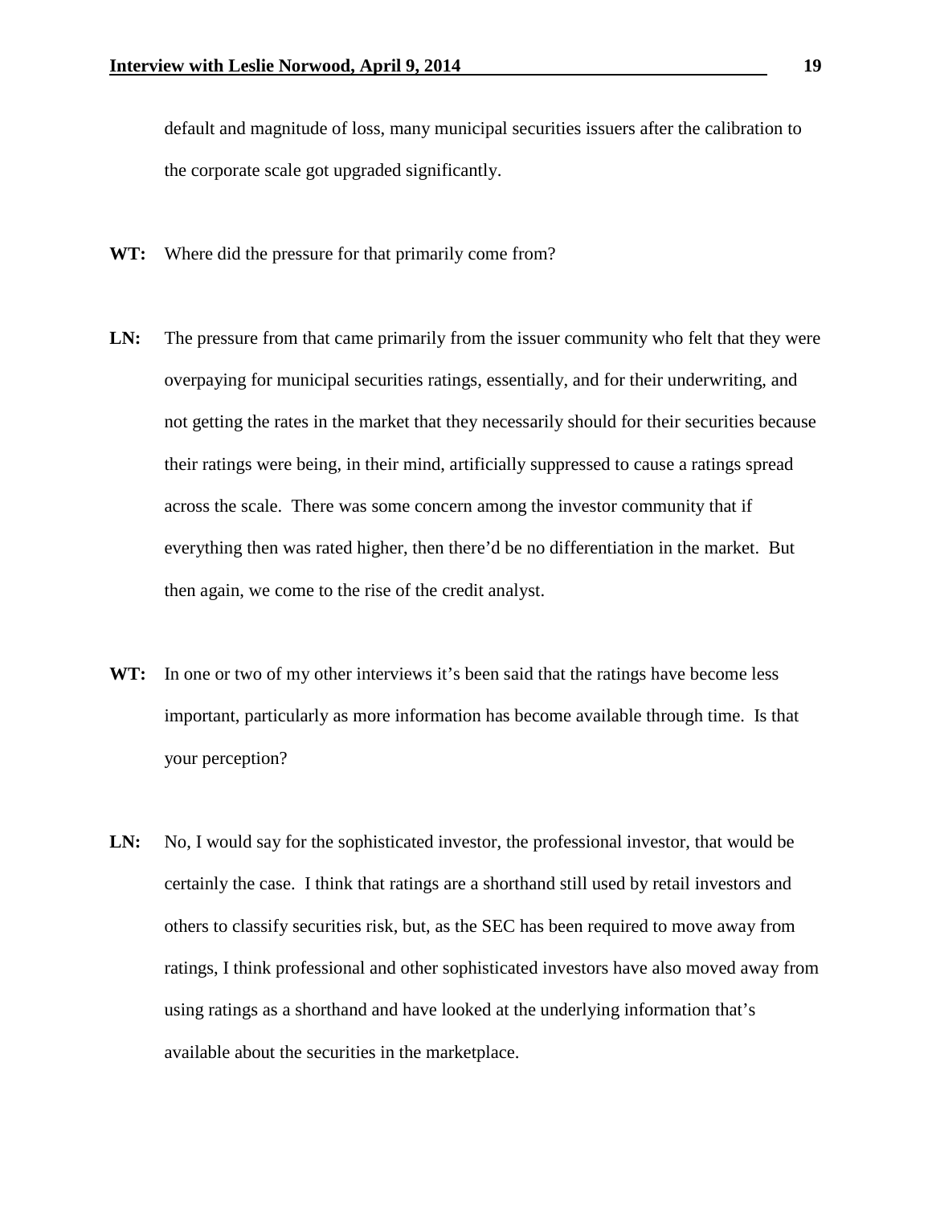default and magnitude of loss, many municipal securities issuers after the calibration to the corporate scale got upgraded significantly.

**WT:** Where did the pressure for that primarily come from?

**LN:** The pressure from that came primarily from the issuer community who felt that they were overpaying for municipal securities ratings, essentially, and for their underwriting, and not getting the rates in the market that they necessarily should for their securities because their ratings were being, in their mind, artificially suppressed to cause a ratings spread across the scale. There was some concern among the investor community that if everything then was rated higher, then there'd be no differentiation in the market. But then again, we come to the rise of the credit analyst.

**WT:** In one or two of my other interviews it's been said that the ratings have become less important, particularly as more information has become available through time. Is that your perception?

**LN:** No, I would say for the sophisticated investor, the professional investor, that would be certainly the case. I think that ratings are a shorthand still used by retail investors and others to classify securities risk, but, as the SEC has been required to move away from ratings, I think professional and other sophisticated investors have also moved away from using ratings as a shorthand and have looked at the underlying information that's available about the securities in the marketplace.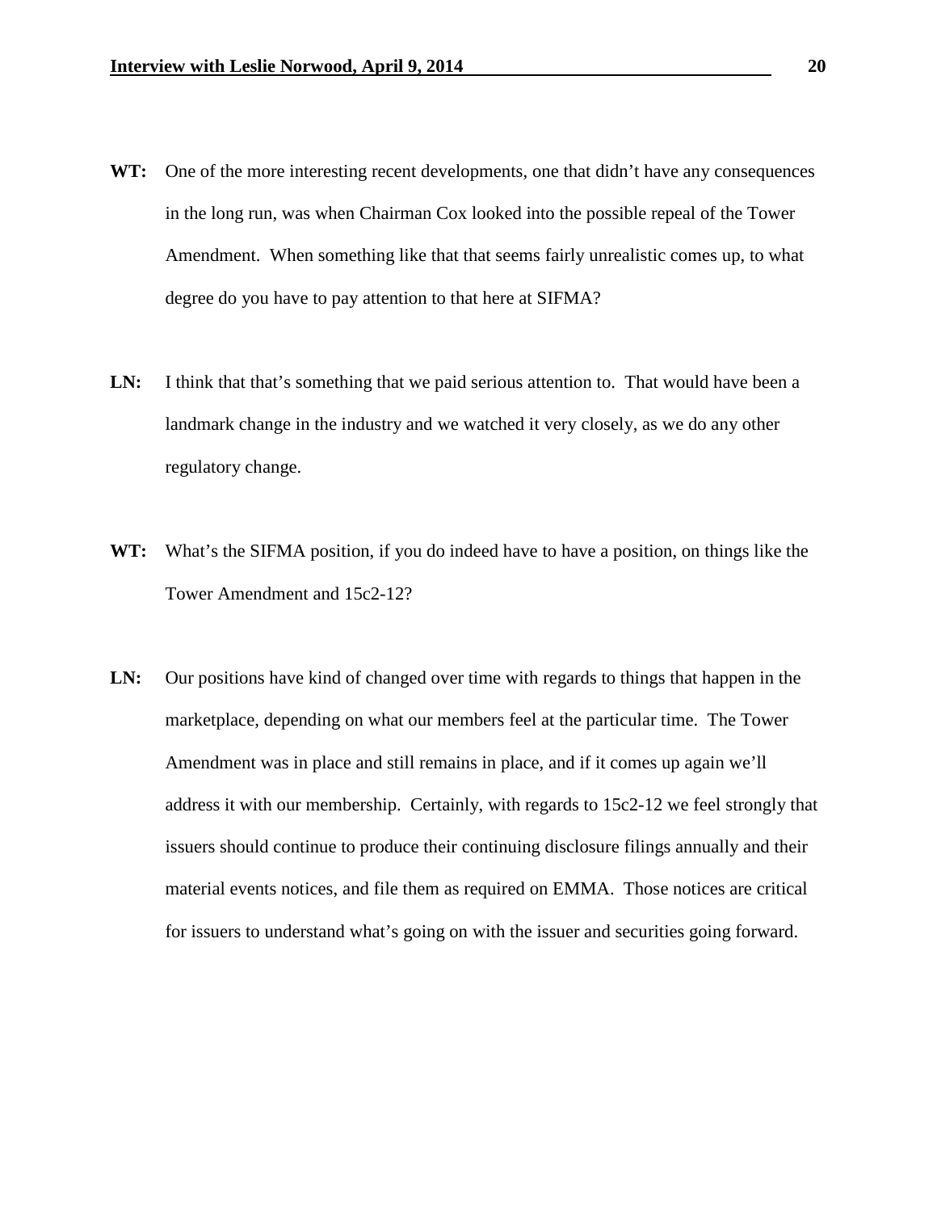**WT:** One of the more interesting recent developments, one that didn't have any consequences in the long run, was when Chairman Cox looked into the possible repeal of the Tower Amendment. When something like that that seems fairly unrealistic comes up, to what degree do you have to pay attention to that here at SIFMA?

**LN:** I think that that's something that we paid serious attention to. That would have been a landmark change in the industry and we watched it very closely, as we do any other regulatory change.

**WT:** What's the SIFMA position, if you do indeed have to have a position, on things like the Tower Amendment and 15c2-12?

**LN:** Our positions have kind of changed over time with regards to things that happen in the marketplace, depending on what our members feel at the particular time. The Tower Amendment was in place and still remains in place, and if it comes up again we'll address it with our membership. Certainly, with regards to 15c2-12 we feel strongly that issuers should continue to produce their continuing disclosure filings annually and their material events notices, and file them as required on EMMA. Those notices are critical for issuers to understand what's going on with the issuer and securities going forward.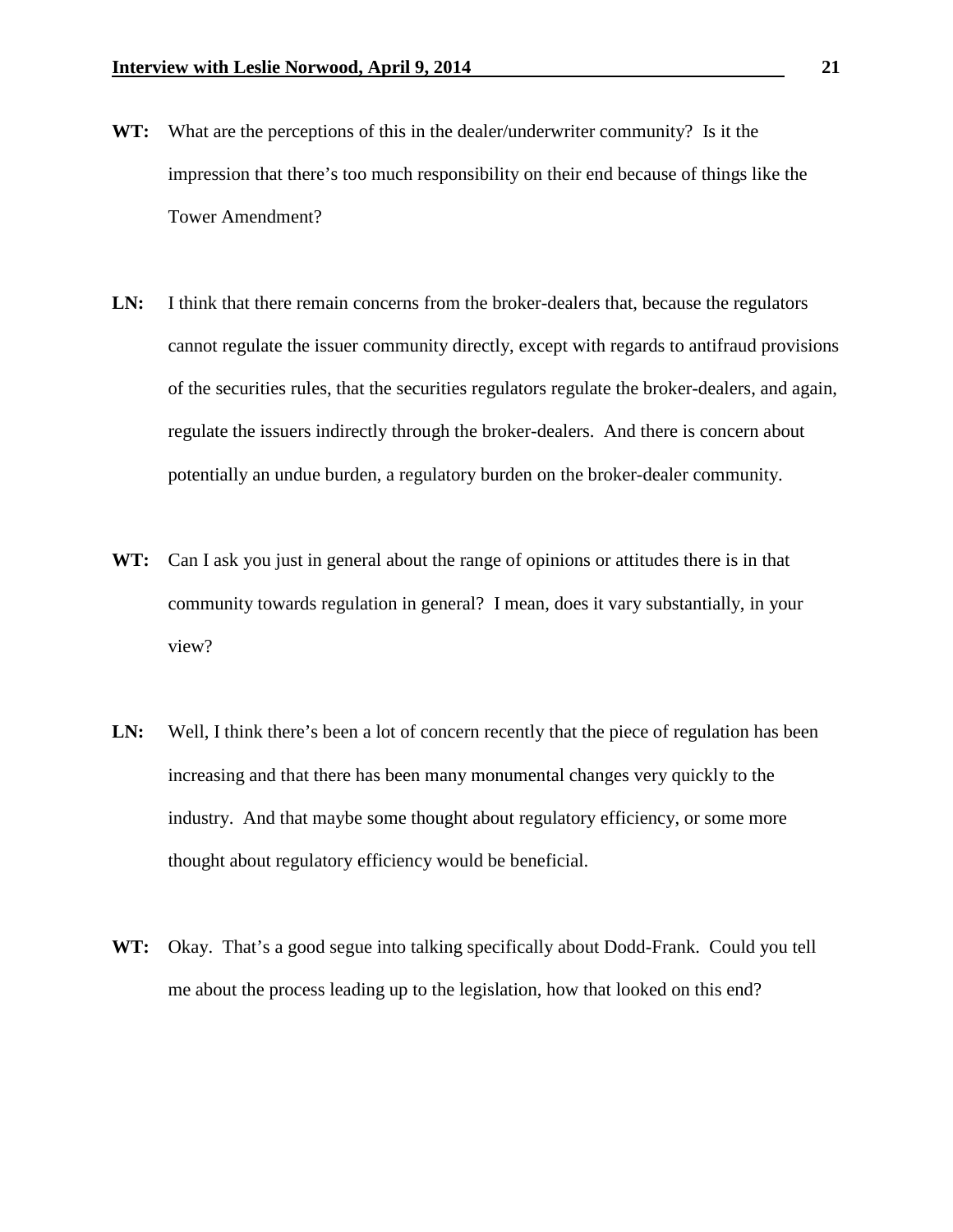**WT:** What are the perceptions of this in the dealer/underwriter community? Is it the impression that there's too much responsibility on their end because of things like the Tower Amendment?

**LN:** I think that there remain concerns from the broker-dealers that, because the regulators cannot regulate the issuer community directly, except with regards to antifraud provisions of the securities rules, that the securities regulators regulate the broker-dealers, and again, regulate the issuers indirectly through the broker-dealers. And there is concern about potentially an undue burden, a regulatory burden on the broker-dealer community.

**WT:** Can I ask you just in general about the range of opinions or attitudes there is in that community towards regulation in general? I mean, does it vary substantially, in your view?

**LN:** Well, I think there's been a lot of concern recently that the piece of regulation has been increasing and that there has been many monumental changes very quickly to the industry. And that maybe some thought about regulatory efficiency, or some more thought about regulatory efficiency would be beneficial.

**WT:** Okay. That's a good segue into talking specifically about Dodd-Frank. Could you tell me about the process leading up to the legislation, how that looked on this end?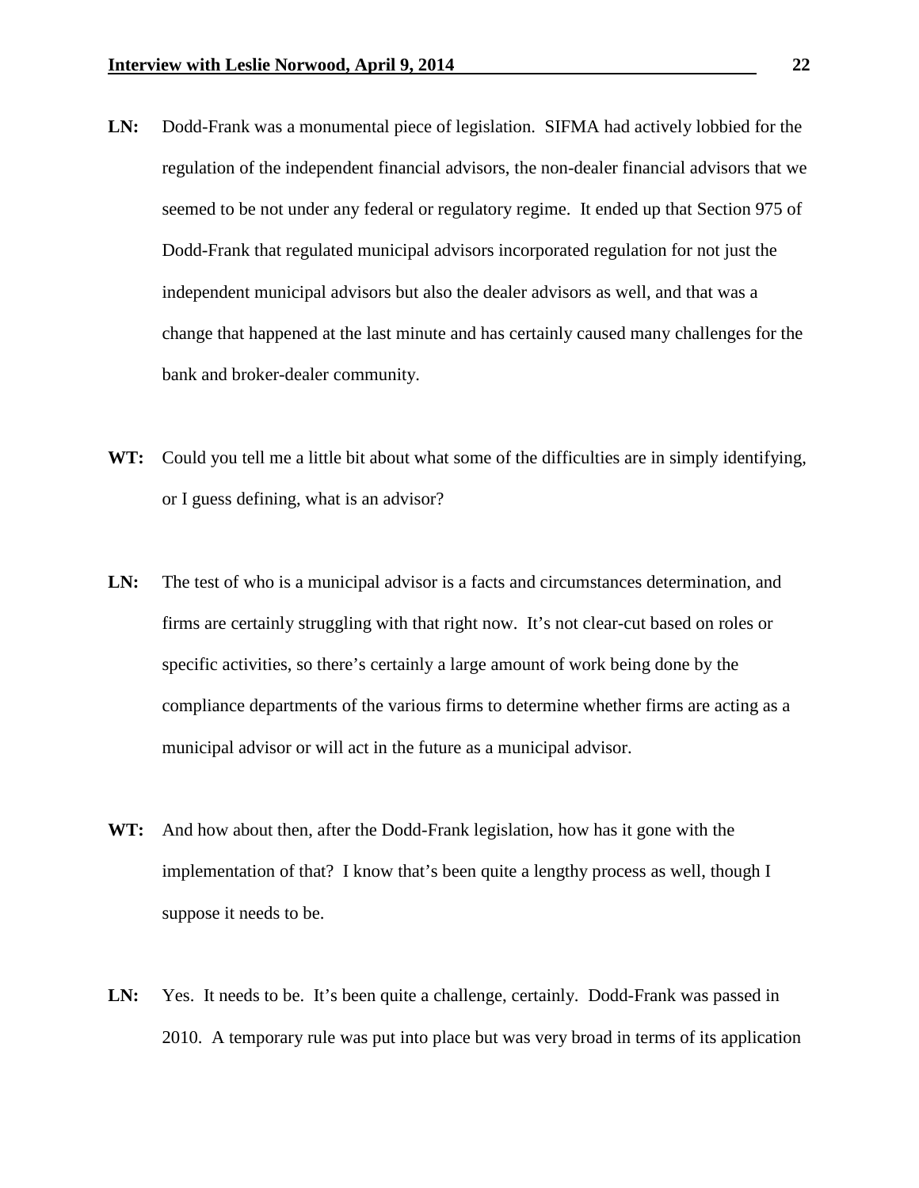**LN:** Dodd-Frank was a monumental piece of legislation. SIFMA had actively lobbied for the regulation of the independent financial advisors, the non-dealer financial advisors that we seemed to be not under any federal or regulatory regime. It ended up that Section 975 of Dodd-Frank that regulated municipal advisors incorporated regulation for not just the independent municipal advisors but also the dealer advisors as well, and that was a change that happened at the last minute and has certainly caused many challenges for the bank and broker-dealer community.

**WT:** Could you tell me a little bit about what some of the difficulties are in simply identifying, or I guess defining, what is an advisor?

**LN:** The test of who is a municipal advisor is a facts and circumstances determination, and firms are certainly struggling with that right now. It's not clear-cut based on roles or specific activities, so there's certainly a large amount of work being done by the compliance departments of the various firms to determine whether firms are acting as a municipal advisor or will act in the future as a municipal advisor.

**WT:** And how about then, after the Dodd-Frank legislation, how has it gone with the implementation of that? I know that's been quite a lengthy process as well, though I suppose it needs to be.

**LN:** Yes. It needs to be. It's been quite a challenge, certainly. Dodd-Frank was passed in 2010. A temporary rule was put into place but was very broad in terms of its application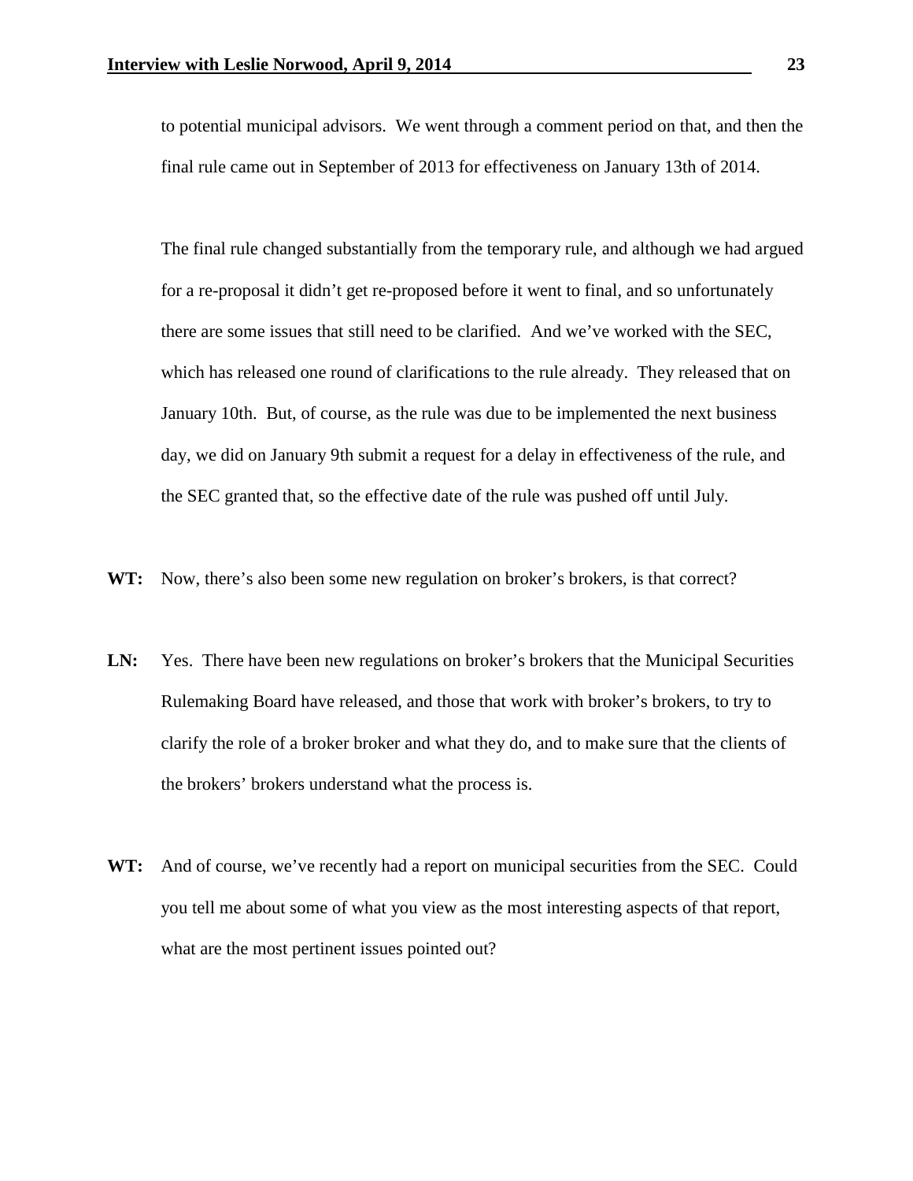to potential municipal advisors. We went through a comment period on that, and then the final rule came out in September of 2013 for effectiveness on January 13th of 2014.

The final rule changed substantially from the temporary rule, and although we had argued for a re-proposal it didn't get re-proposed before it went to final, and so unfortunately there are some issues that still need to be clarified. And we've worked with the SEC, which has released one round of clarifications to the rule already. They released that on January 10th. But, of course, as the rule was due to be implemented the next business day, we did on January 9th submit a request for a delay in effectiveness of the rule, and the SEC granted that, so the effective date of the rule was pushed off until July.

**WT:** Now, there's also been some new regulation on broker's brokers, is that correct?

**LN:** Yes. There have been new regulations on broker's brokers that the Municipal Securities Rulemaking Board have released, and those that work with broker's brokers, to try to clarify the role of a broker broker and what they do, and to make sure that the clients of the brokers' brokers understand what the process is.

**WT:** And of course, we've recently had a report on municipal securities from the SEC. Could you tell me about some of what you view as the most interesting aspects of that report, what are the most pertinent issues pointed out?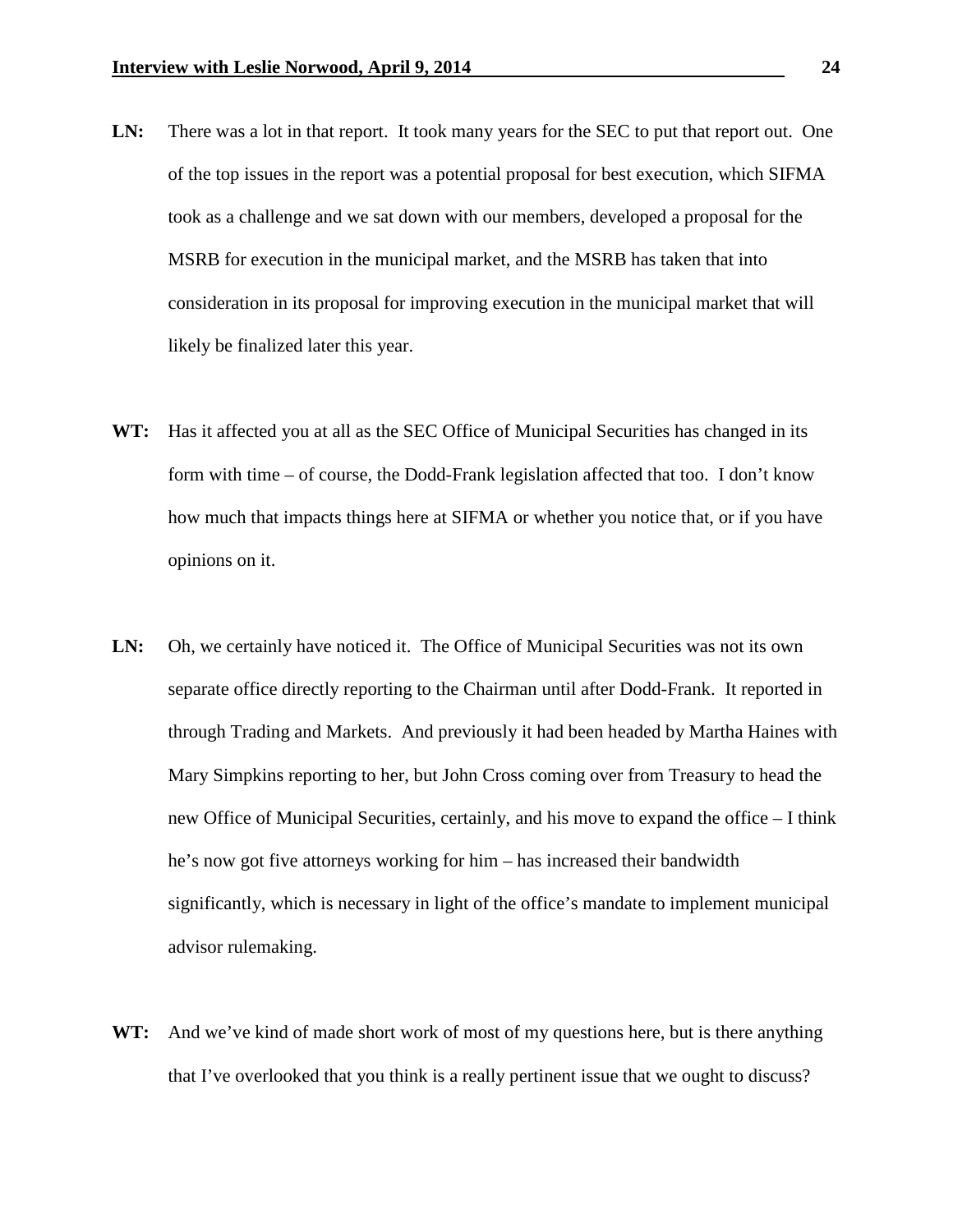**LN:** There was a lot in that report. It took many years for the SEC to put that report out. One of the top issues in the report was a potential proposal for best execution, which SIFMA took as a challenge and we sat down with our members, developed a proposal for the MSRB for execution in the municipal market, and the MSRB has taken that into consideration in its proposal for improving execution in the municipal market that will likely be finalized later this year.

**WT:** Has it affected you at all as the SEC Office of Municipal Securities has changed in its form with time – of course, the Dodd-Frank legislation affected that too. I don't know how much that impacts things here at SIFMA or whether you notice that, or if you have opinions on it.

**LN:** Oh, we certainly have noticed it. The Office of Municipal Securities was not its own separate office directly reporting to the Chairman until after Dodd-Frank. It reported in through Trading and Markets. And previously it had been headed by Martha Haines with Mary Simpkins reporting to her, but John Cross coming over from Treasury to head the new Office of Municipal Securities, certainly, and his move to expand the office – I think he's now got five attorneys working for him – has increased their bandwidth significantly, which is necessary in light of the office's mandate to implement municipal advisor rulemaking.

**WT:** And we've kind of made short work of most of my questions here, but is there anything that I've overlooked that you think is a really pertinent issue that we ought to discuss?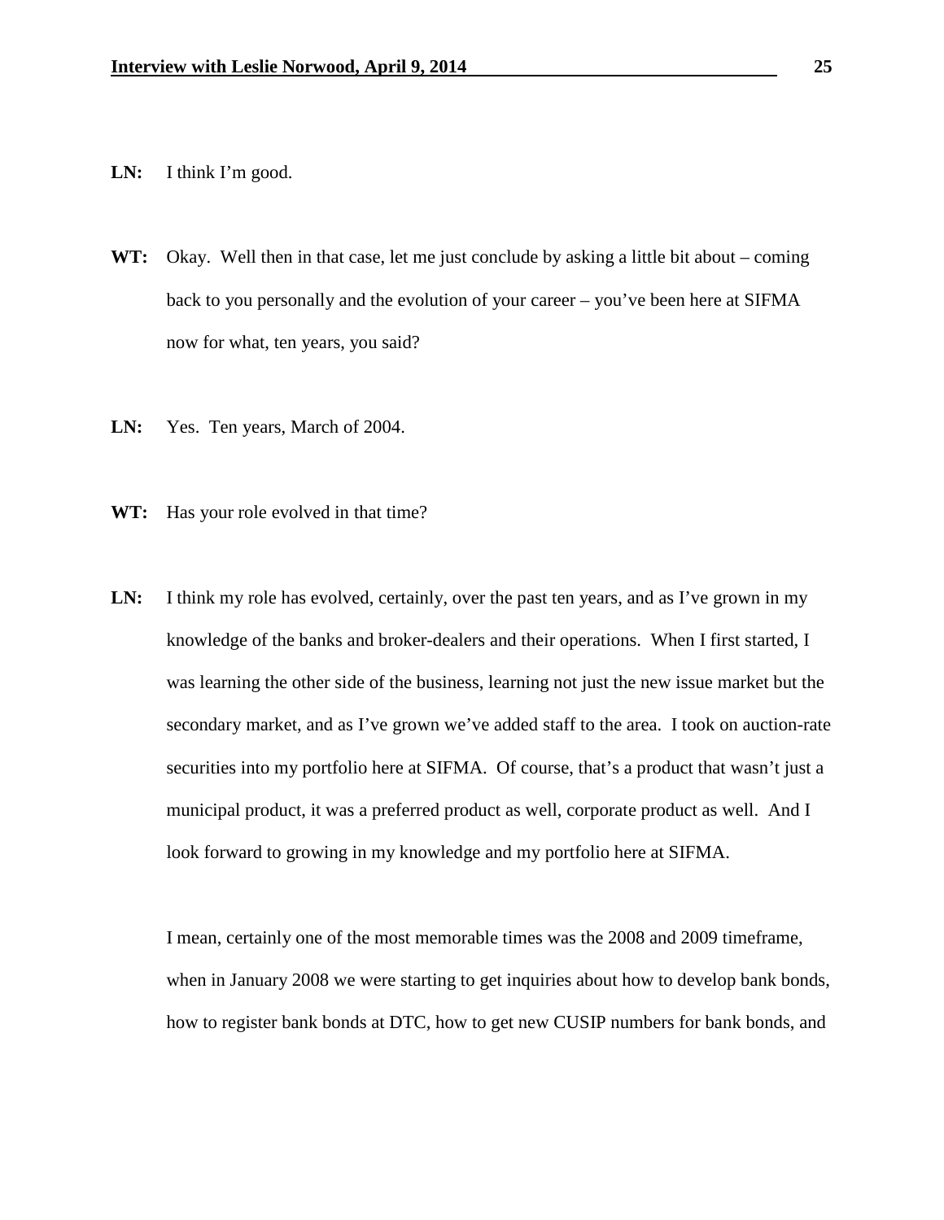**LN:** I think I'm good.

**WT:** Okay. Well then in that case, let me just conclude by asking a little bit about – coming back to you personally and the evolution of your career – you've been here at SIFMA now for what, ten years, you said?

**LN:** Yes. Ten years, March of 2004.

**WT:** Has your role evolved in that time?

**LN:** I think my role has evolved, certainly, over the past ten years, and as I've grown in my knowledge of the banks and broker-dealers and their operations. When I first started, I was learning the other side of the business, learning not just the new issue market but the secondary market, and as I've grown we've added staff to the area. I took on auction-rate securities into my portfolio here at SIFMA. Of course, that's a product that wasn't just a municipal product, it was a preferred product as well, corporate product as well. And I look forward to growing in my knowledge and my portfolio here at SIFMA.

I mean, certainly one of the most memorable times was the 2008 and 2009 timeframe, when in January 2008 we were starting to get inquiries about how to develop bank bonds, how to register bank bonds at DTC, how to get new CUSIP numbers for bank bonds, and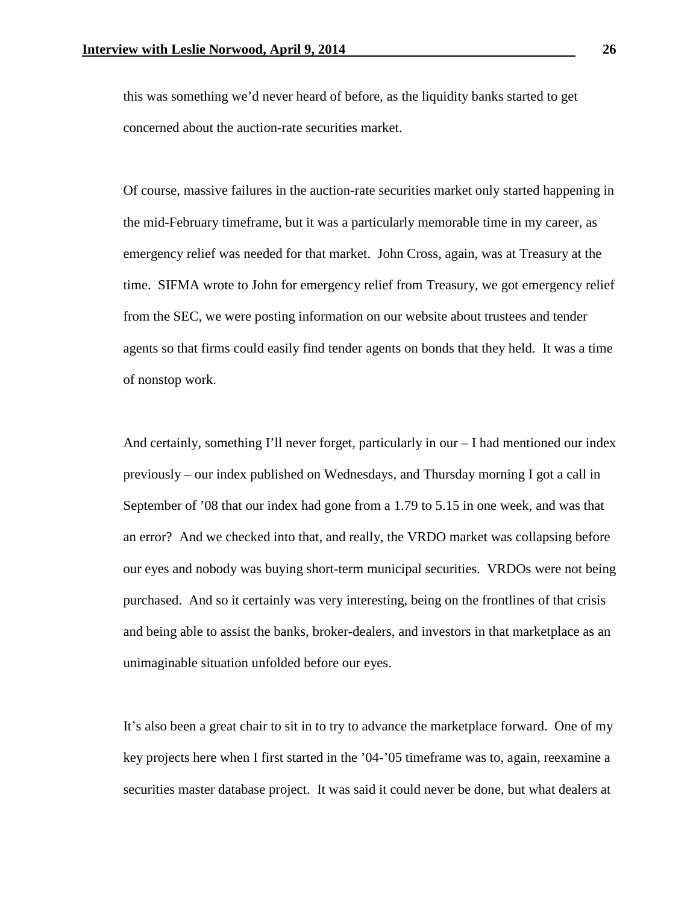this was something we'd never heard of before, as the liquidity banks started to get concerned about the auction-rate securities market.

Of course, massive failures in the auction-rate securities market only started happening in the mid-February timeframe, but it was a particularly memorable time in my career, as emergency relief was needed for that market. John Cross, again, was at Treasury at the time. SIFMA wrote to John for emergency relief from Treasury, we got emergency relief from the SEC, we were posting information on our website about trustees and tender agents so that firms could easily find tender agents on bonds that they held. It was a time of nonstop work.

And certainly, something I'll never forget, particularly in our – I had mentioned our index previously – our index published on Wednesdays, and Thursday morning I got a call in September of '08 that our index had gone from a 1.79 to 5.15 in one week, and was that an error? And we checked into that, and really, the VRDO market was collapsing before our eyes and nobody was buying short-term municipal securities. VRDOs were not being purchased. And so it certainly was very interesting, being on the frontlines of that crisis and being able to assist the banks, broker-dealers, and investors in that marketplace as an unimaginable situation unfolded before our eyes.

It's also been a great chair to sit in to try to advance the marketplace forward. One of my key projects here when I first started in the '04-'05 timeframe was to, again, reexamine a securities master database project. It was said it could never be done, but what dealers at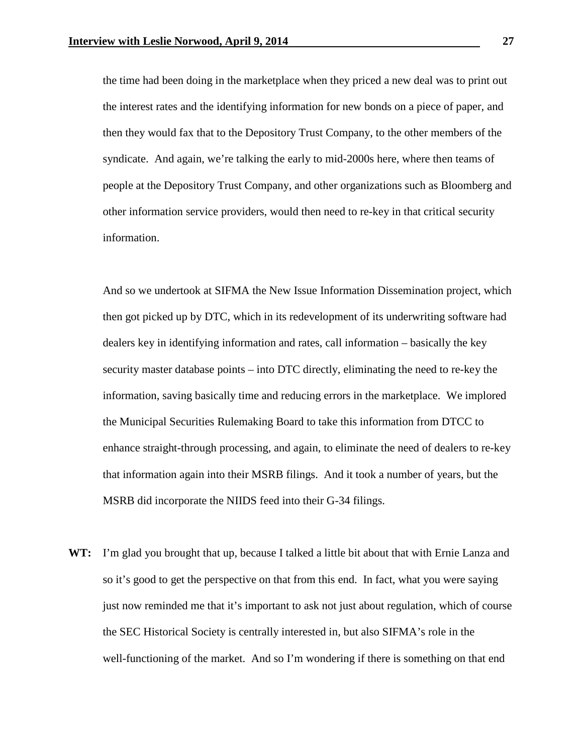the time had been doing in the marketplace when they priced a new deal was to print out the interest rates and the identifying information for new bonds on a piece of paper, and then they would fax that to the Depository Trust Company, to the other members of the syndicate. And again, we're talking the early to mid-2000s here, where then teams of people at the Depository Trust Company, and other organizations such as Bloomberg and other information service providers, would then need to re-key in that critical security information.

And so we undertook at SIFMA the New Issue Information Dissemination project, which then got picked up by DTC, which in its redevelopment of its underwriting software had dealers key in identifying information and rates, call information – basically the key security master database points – into DTC directly, eliminating the need to re-key the information, saving basically time and reducing errors in the marketplace. We implored the Municipal Securities Rulemaking Board to take this information from DTCC to enhance straight-through processing, and again, to eliminate the need of dealers to re-key that information again into their MSRB filings. And it took a number of years, but the MSRB did incorporate the NIIDS feed into their G-34 filings.

**WT:** I'm glad you brought that up, because I talked a little bit about that with Ernie Lanza and so it's good to get the perspective on that from this end. In fact, what you were saying just now reminded me that it's important to ask not just about regulation, which of course the SEC Historical Society is centrally interested in, but also SIFMA's role in the well-functioning of the market. And so I'm wondering if there is something on that end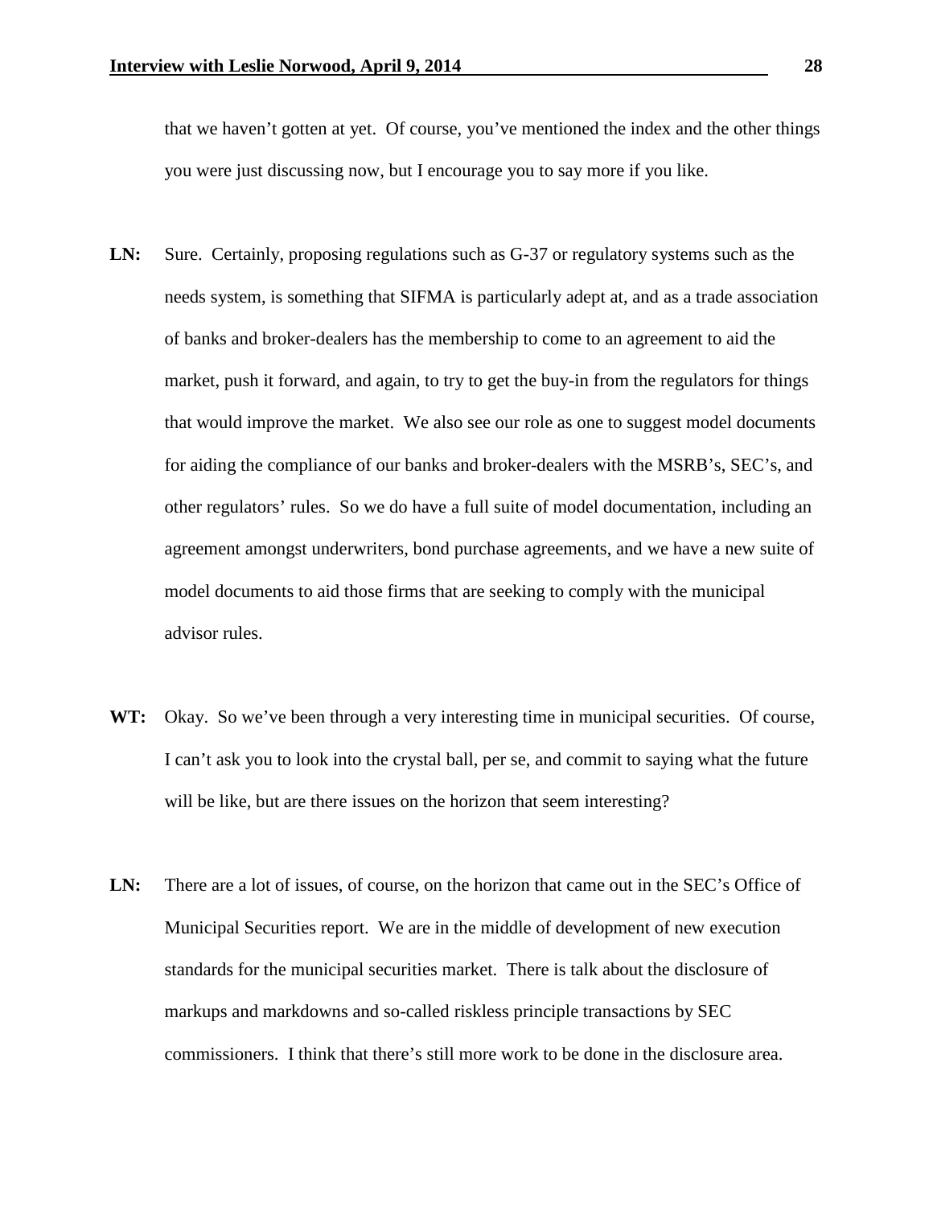that we haven't gotten at yet. Of course, you've mentioned the index and the other things you were just discussing now, but I encourage you to say more if you like.

**LN:** Sure. Certainly, proposing regulations such as G-37 or regulatory systems such as the needs system, is something that SIFMA is particularly adept at, and as a trade association of banks and broker-dealers has the membership to come to an agreement to aid the market, push it forward, and again, to try to get the buy-in from the regulators for things that would improve the market. We also see our role as one to suggest model documents for aiding the compliance of our banks and broker-dealers with the MSRB's, SEC's, and other regulators' rules. So we do have a full suite of model documentation, including an agreement amongst underwriters, bond purchase agreements, and we have a new suite of model documents to aid those firms that are seeking to comply with the municipal advisor rules.

**WT:** Okay. So we've been through a very interesting time in municipal securities. Of course, I can't ask you to look into the crystal ball, per se, and commit to saying what the future will be like, but are there issues on the horizon that seem interesting?

**LN:** There are a lot of issues, of course, on the horizon that came out in the SEC's Office of Municipal Securities report. We are in the middle of development of new execution standards for the municipal securities market. There is talk about the disclosure of markups and markdowns and so-called riskless principle transactions by SEC commissioners. I think that there's still more work to be done in the disclosure area.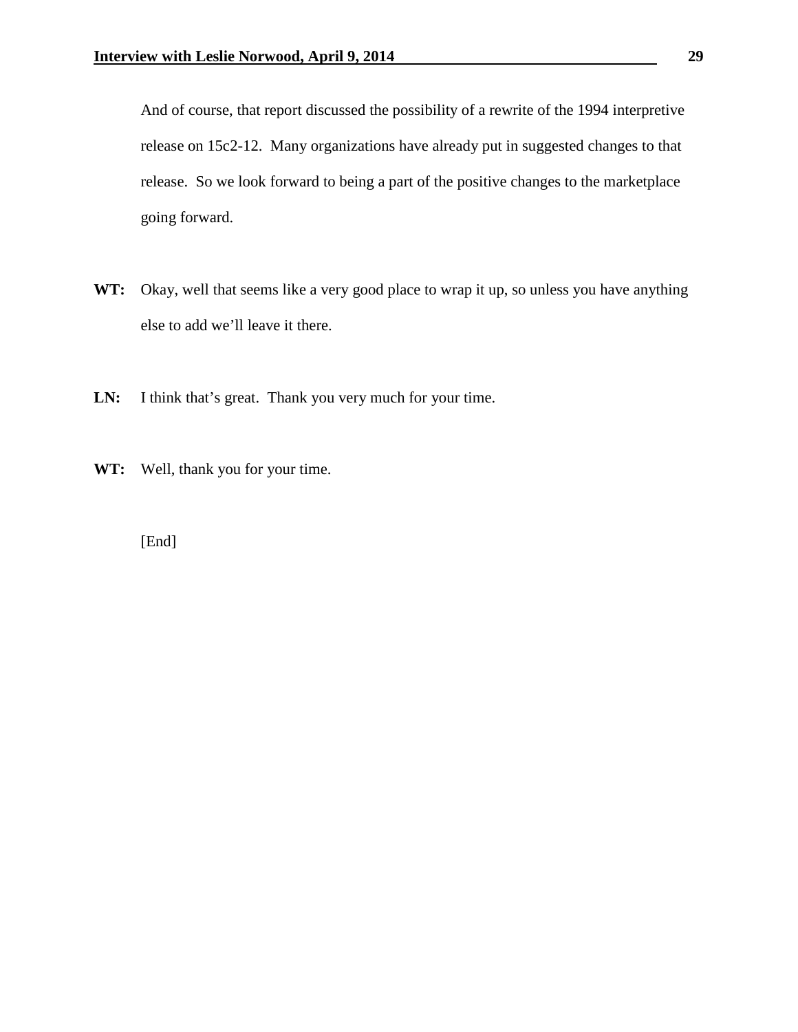And of course, that report discussed the possibility of a rewrite of the 1994 interpretive release on 15c2-12. Many organizations have already put in suggested changes to that release. So we look forward to being a part of the positive changes to the marketplace going forward.

**WT:** Okay, well that seems like a very good place to wrap it up, so unless you have anything else to add we'll leave it there.

**LN:** I think that's great. Thank you very much for your time.

**WT:** Well, thank you for your time.

[End]